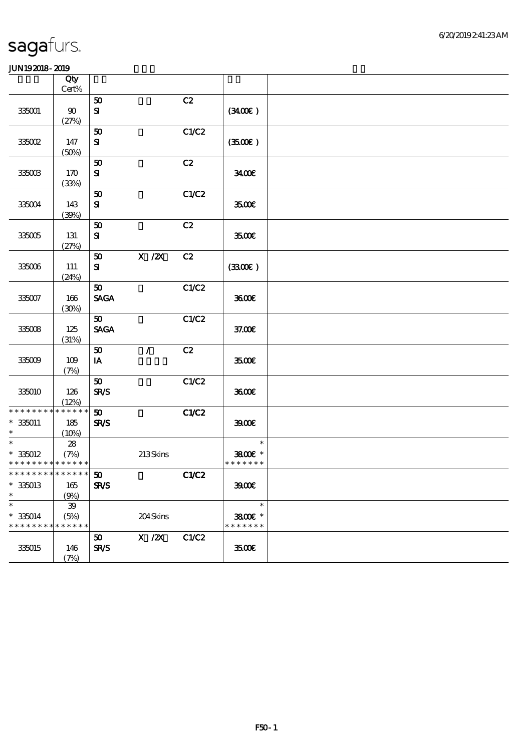sagafurs.

JUN192018-2019

| | Qty Cert% | | | | | |
|---|---|---|---|---|---|---|
| 335001 | 90 (27%) | 50 SI | | C2 | (34.00€) | |
| 335002 | 147 (50%) | 50 SI | | C1/C2 | (35.00€) | |
| 335003 | 170 (33%) | 50 SI | | C2 | 34.00€ | |
| 335004 | 143 (39%) | 50 SI | | C1/C2 | 35.00€ | |
| 335005 | 131 (27%) | 50 SI | | C2 | 35.00€ | |
| 335006 | 111 (24%) | 50 SI | X /2X | C2 | (33.00€) | |
| 335007 | 166 (30%) | 50 SAGA | | C1/C2 | 36.00€ | |
| 335008 | 125 (31%) | 50 SAGA | | C1/C2 | 37.00€ | |
| 335009 | 109 (7%) | 50 IA | / | C2 | 35.00€ | |
| 335010 | 126 (12%) | 50 SR/S | | C1/C2 | 36.00€ | |
| * 335011 | 185 (10%) | 50 SR/S | | C1/C2 | 39.00€ | |
| * 335012 | 28 (7%) | | 213 Skins | | 38.00€ * | |
| * 335013 | 165 (9%) | 50 SR/S | | C1/C2 | 39.00€ | |
| * 335014 | 39 (5%) | | 204 Skins | | 38.00€ * | |
| 335015 | 146 (7%) | 50 SR/S | X /2X | C1/C2 | 35.00€ | |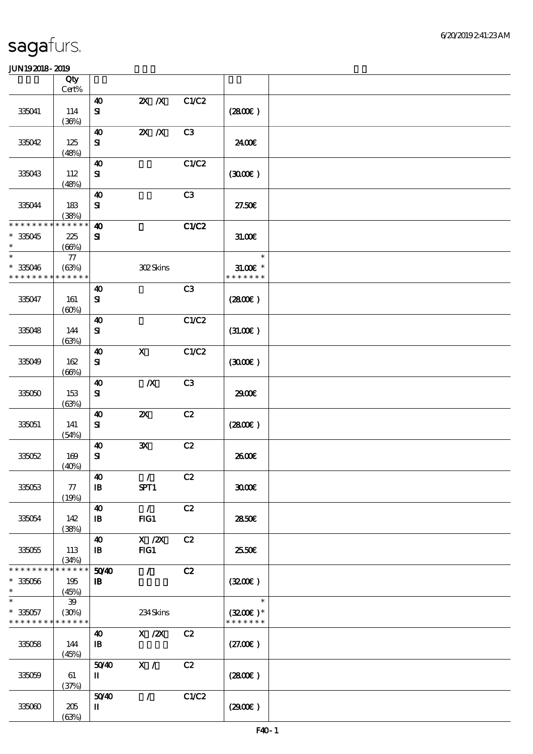# sagafurs.

JUN19 2018 - 2019

| | Qty Cert% | | | | | |
|---|---|---|---|---|---|---|
| 335041 | 114 (36%) | 40 SI | 2X /X | C1/C2 | (28.00€) | |
| 335042 | 125 (48%) | 40 SI | 2X /X | C3 | 24.00€ | |
| 335043 | 112 (48%) | 40 SI | | C1/C2 | (30.00€) | |
| 335044 | 183 (38%) | 40 SI | | C3 | 27.50€ | |
| * * * * * * * * * * * * * * * 335045 * | 225 (66%) | 40 SI | | C1/C2 | 31.00€ | |
| * * 335046 * * * * * * * * * * * * * * | 77 (63%) | | 302 Skins | | * 31.00€ * * * * * * * * | |
| 335047 | 161 (60%) | 40 SI | | C3 | (28.00€) | |
| 335048 | 144 (63%) | 40 SI | | C1/C2 | (31.00€) | |
| 335049 | 162 (66%) | 40 SI | X | C1/C2 | (30.00€) | |
| 335050 | 153 (63%) | 40 SI | /X | C3 | 29.00€ | |
| 335051 | 141 (54%) | 40 SI | 2X | C2 | (28.00€) | |
| 335052 | 169 (40%) | 40 SI | 3X | C2 | 26.00€ | |
| 335053 | 77 (19%) | 40 IB | / SPT1 | C2 | 30.00€ | |
| 335054 | 142 (38%) | 40 IB | / FIG1 | C2 | 28.50€ | |
| 335055 | 113 (34%) | 40 IB | X /2X FIG1 | C2 | 25.50€ | |
| * * * * * * * * * * * * * * * 335056 * | 195 (45%) | 50/40 IB | / | C2 | (32.00€) | |
| * * 335057 * * * * * * * * * * * * * * | 39 (30%) | | 234 Skins | | * (32.00€) * * * * * * * * | |
| 335058 | 144 (45%) | 40 IB | X /2X | C2 | (27.00€) | |
| 335059 | 61 (37%) | 50/40 II | X / | C2 | (28.00€) | |
| 335060 | 205 (63%) | 50/40 II | / | C1/C2 | (29.00€) | |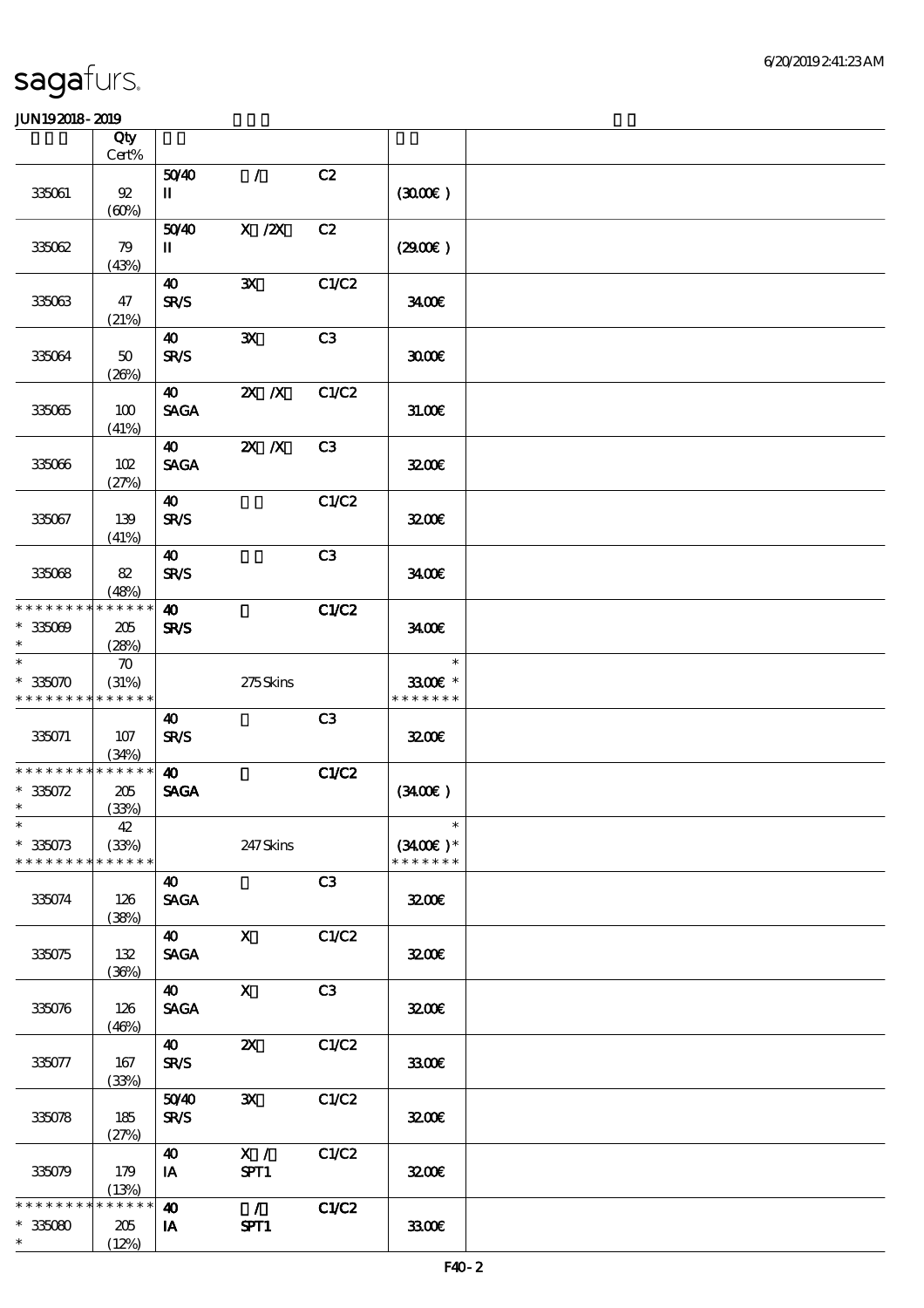| | Qty Cert% | | | | | |
|---|---|---|---|---|---|---|
| 335061 | 92 (60%) | 50/40 II | / | C2 | (30.00€) | |
| 335062 | 79 (43%) | 50/40 II | X /2X | C2 | (29.00€) | |
| 335063 | 47 (21%) | 40 SR/S | 3X | C1/C2 | 34.00€ | |
| 335064 | 50 (26%) | 40 SR/S | 3X | C3 | 30.00€ | |
| 335065 | 100 (41%) | 40 SAGA | 2X /X | C1/C2 | 31.00€ | |
| 335066 | 102 (27%) | 40 SAGA | 2X /X | C3 | 32.00€ | |
| 335067 | 139 (41%) | 40 SR/S | | C1/C2 | 32.00€ | |
| 335068 | 82 (48%) | 40 SR/S | | C3 | 34.00€ | |
| * * * * * * * * * * * * * * 335069 * | 205 (28%) | 40 SR/S | | C1/C2 | 34.00€ | |
| * * 335070 * * * * * * * * * * * * * | 70 (31%) | | 275 Skins | | * 33.00€ * * * * * * * * | |
| 335071 | 107 (34%) | 40 SR/S | | C3 | 32.00€ | |
| * * * * * * * * * * * * * * 335072 * | 205 (33%) | 40 SAGA | | C1/C2 | (34.00€) | |
| * * 335073 * * * * * * * * * * * * * | 42 (33%) | | 247 Skins | | * (34.00€) * * * * * * * * | |
| 335074 | 126 (38%) | 40 SAGA | | C3 | 32.00€ | |
| 335075 | 132 (36%) | 40 SAGA | X | C1/C2 | 32.00€ | |
| 335076 | 126 (46%) | 40 SAGA | X | C3 | 32.00€ | |
| 335077 | 167 (33%) | 40 SR/S | 2X | C1/C2 | 33.00€ | |
| 335078 | 185 (27%) | 50/40 SR/S | 3X | C1/C2 | 32.00€ | |
| 335079 | 179 (13%) | 40 IA | X / SPT1 | C1/C2 | 32.00€ | |
| * * * * * * * * * * * * * * 335080 * | 205 (12%) | 40 IA | / SPT1 | C1/C2 | 33.00€ | |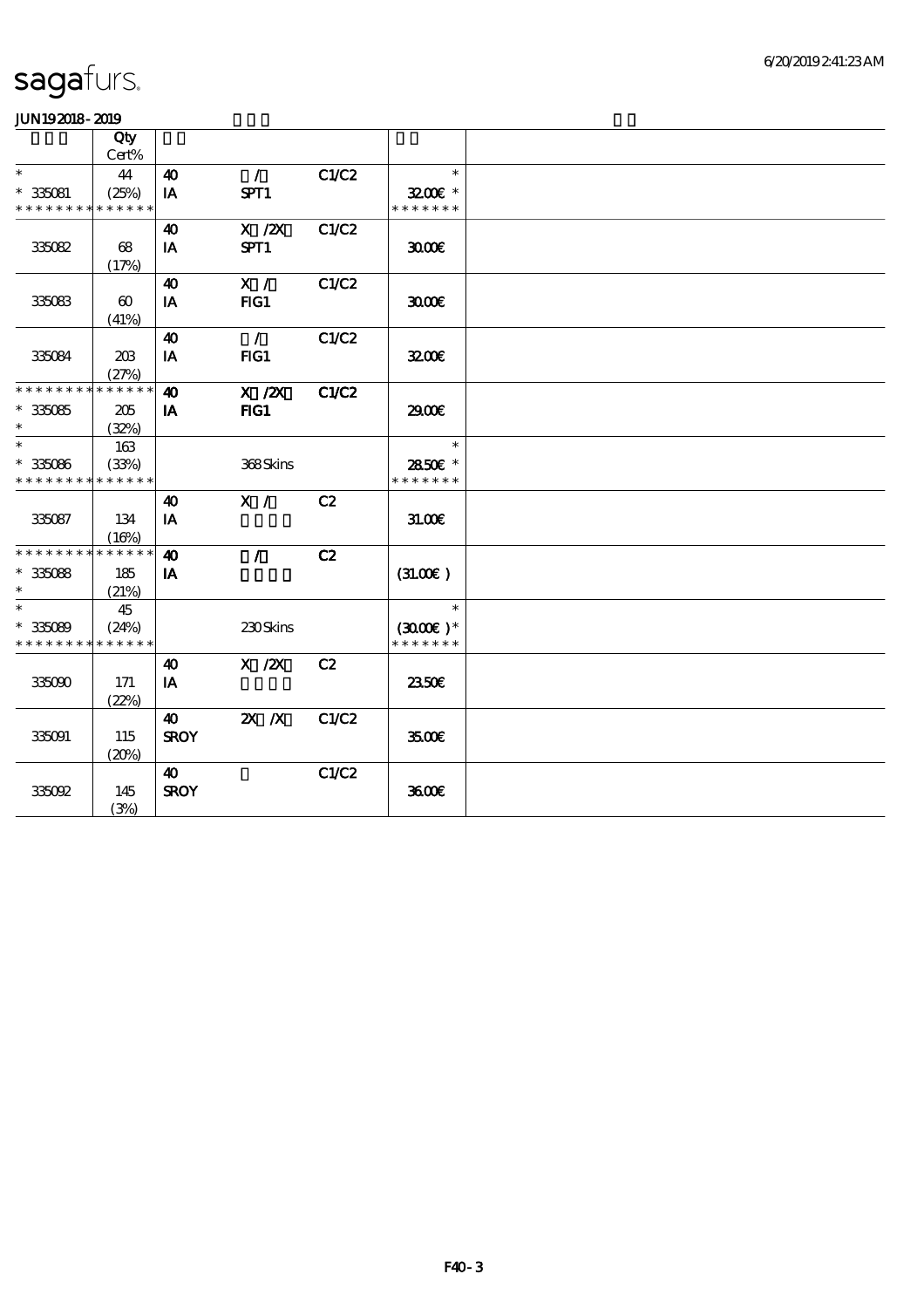# sagafurs.

JUN192018-2019

| | Qty<br>Cert% | | | | | |
|---|---|---|---|---|---|---|
| *<br>* 335081<br>* * * * * * * * * * * * * * | 44<br>(25%) | 40<br>IA | /<br>SPT1 | C1/C2 | *<br>32.00€ *<br>* * * * * * * | |
| 335082 | 68<br>(17%) | 40<br>IA | X /2X<br>SPT1 | C1/C2 | 30.00€ | |
| 335083 | 60<br>(41%) | 40<br>IA | X /<br>FIG1 | C1/C2 | 30.00€ | |
| 335084 | 203<br>(27%) | 40<br>IA | /<br>FIG1 | C1/C2 | 32.00€ | |
| * * * * * * * * * * * * * *<br>* 335085<br>* | 205<br>(32%) | 40<br>IA | X /2X<br>FIG1 | C1/C2 | 29.00€ | |
| *<br>* 335086<br>* * * * * * * * * * * * * * | 163<br>(33%) | | 368 Skins | | *<br>28.50€ *<br>* * * * * * * | |
| 335087 | 134<br>(16%) | 40<br>IA | X / | C2 | 31.00€ | |
| * * * * * * * * * * * * * *<br>* 335088<br>* | 185<br>(21%) | 40<br>IA | / | C2 | (31.00€ ) | |
| *<br>* 335089<br>* * * * * * * * * * * * * * | 45<br>(24%) | | 230 Skins | | *<br>(30.00€ )*<br>* * * * * * * | |
| 335090 | 171<br>(22%) | 40<br>IA | X /2X | C2 | 23.50€ | |
| 335091 | 115<br>(20%) | 40<br>SROY | 2X /X | C1/C2 | 35.00€ | |
| 335092 | 145<br>(3%) | 40<br>SROY | | C1/C2 | 36.00€ | |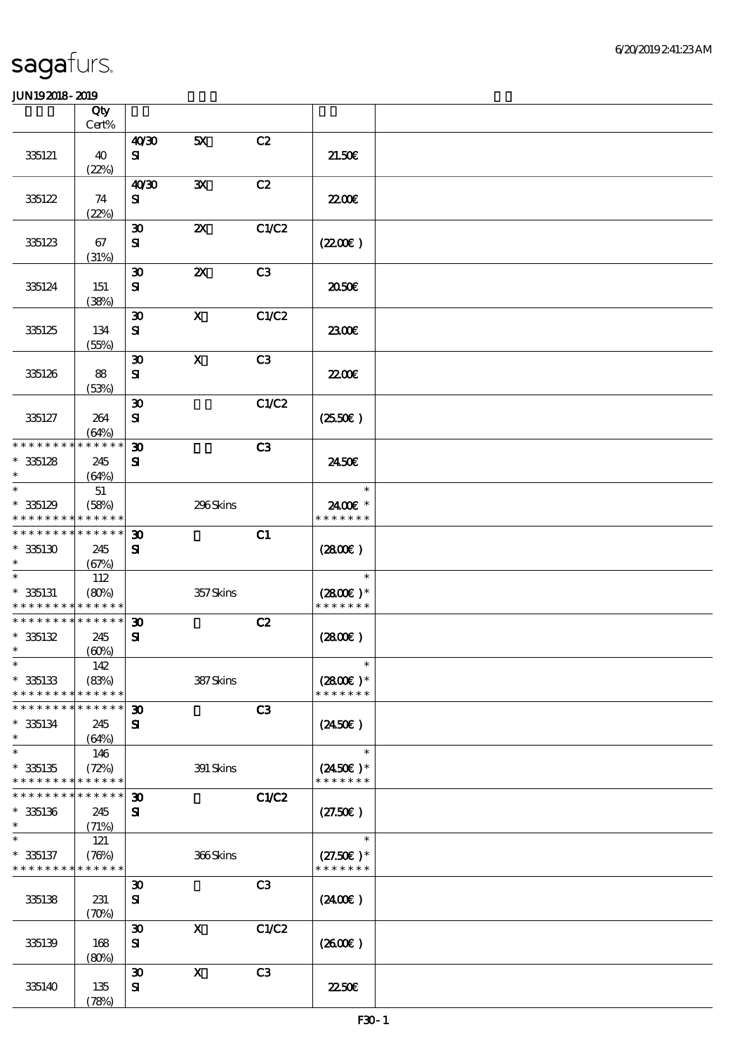| | Qty Cert% | | | | | |
|---|---|---|---|---|---|---|
| 335121 | 40 (22%) | 40/30 SI | 5X | C2 | 21.50€ | |
| 335122 | 74 (22%) | 40/30 SI | 3X | C2 | 22.00€ | |
| 335123 | 67 (31%) | 30 SI | 2X | C1/C2 | (22.00€ ) | |
| 335124 | 151 (38%) | 30 SI | 2X | C3 | 20.50€ | |
| 335125 | 134 (55%) | 30 SI | X | C1/C2 | 23.00€ | |
| 335126 | 88 (53%) | 30 SI | X | C3 | 22.00€ | |
| 335127 | 264 (64%) | 30 SI | | C1/C2 | (25.50€ ) | |
| * 335128 | 245 (64%) | 30 SI | | C3 | 24.50€ | |
| * 335129 | 51 (58%) | | 296 Skins | | 24.00€ * | |
| * 335130 | 245 (67%) | 30 SI | | C1 | (28.00€ ) | |
| * 335131 | 112 (80%) | | 357 Skins | | (28.00€ )* | |
| * 335132 | 245 (60%) | 30 SI | | C2 | (28.00€ ) | |
| * 335133 | 142 (83%) | | 387 Skins | | (28.00€ )* | |
| * 335134 | 245 (64%) | 30 SI | | C3 | (24.50€ ) | |
| * 335135 | 146 (72%) | | 391 Skins | | (24.50€ )* | |
| * 335136 | 245 (71%) | 30 SI | | C1/C2 | (27.50€ ) | |
| * 335137 | 121 (76%) | | 366 Skins | | (27.50€ )* | |
| 335138 | 231 (70%) | 30 SI | | C3 | (24.00€ ) | |
| 335139 | 168 (80%) | 30 SI | X | C1/C2 | (26.00€ ) | |
| 335140 | 135 (78%) | 30 SI | X | C3 | 22.50€ | |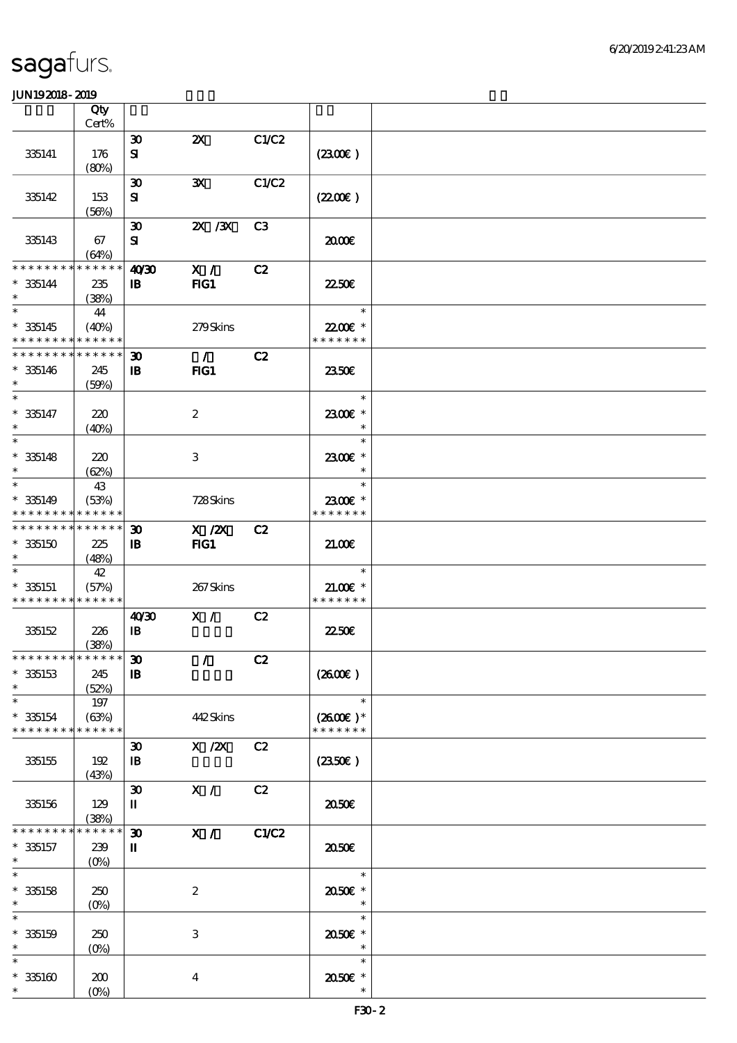# sagafurs.

JUN192018-2019

| | Qty Cert% | | | | | |
|---|---|---|---|---|---|---|
| 335141 | 176 (80%) | 30 SI | 2X | C1/C2 | (23.00€) | |
| 335142 | 153 (56%) | 30 SI | 3X | C1/C2 | (22.00€) | |
| 335143 | 67 (64%) | 30 SI | 2X /3X | C3 | 20.00€ | |
| * * * * * * * * * * * * * * * 335144 * | 235 (38%) | 40/30 IB | X / FIG1 | C2 | 22.50€ | |
| * * 335145 * * * * * * * * * * * * * * | 44 (40%) | | 279 Skins | | * 22.00€ * * * * * * * * | |
| * * * * * * * * * * * * * * * 335146 * | 245 (59%) | 30 IB | / FIG1 | C2 | 23.50€ | |
| * * 335147 * | 220 (40%) | | 2 | | * 23.00€ * * | |
| * * 335148 * | 220 (62%) | | 3 | | * 23.00€ * * | |
| * * 335149 * * * * * * * * * * * * * * | 43 (53%) | | 728 Skins | | * 23.00€ * * * * * * * * | |
| * * * * * * * * * * * * * * * 335150 * | 225 (48%) | 30 IB | X /2X FIG1 | C2 | 21.00€ | |
| * * 335151 * * * * * * * * * * * * * * | 42 (57%) | | 267 Skins | | * 21.00€ * * * * * * * * | |
| 335152 | 226 (38%) | 40/30 IB | X / | C2 | 22.50€ | |
| * * * * * * * * * * * * * * * 335153 * | 245 (52%) | 30 IB | / | C2 | (26.00€) | |
| * * 335154 * * * * * * * * * * * * * * | 197 (63%) | | 442 Skins | | * (26.00€) * * * * * * * * | |
| 335155 | 192 (43%) | 30 IB | X /2X | C2 | (23.50€) | |
| 335156 | 129 (38%) | 30 II | X / | C2 | 20.50€ | |
| * * * * * * * * * * * * * * * 335157 * | 239 (0%) | 30 II | X / | C1/C2 | 20.50€ | |
| * * 335158 * | 250 (0%) | | 2 | | * 20.50€ * * | |
| * * 335159 * | 250 (0%) | | 3 | | * 20.50€ * * | |
| * * 335160 * | 200 (0%) | | 4 | | * 20.50€ * * | |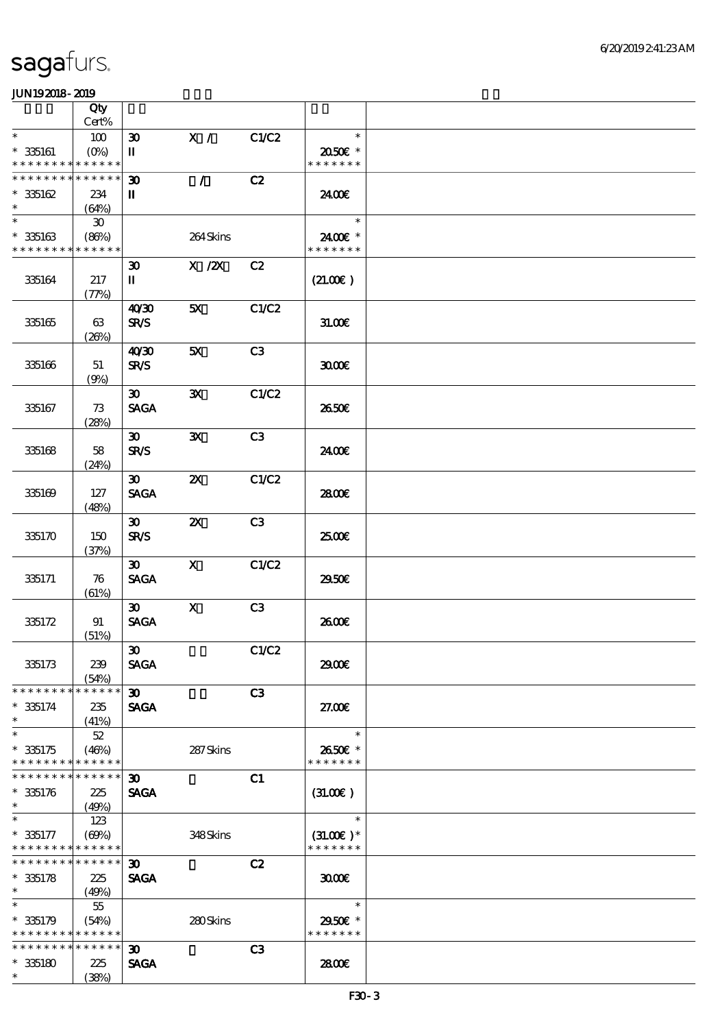sagafurs.

JUN192018-2019

| | Qty<br>Cert% | | | | | |
|---|---|---|---|---|---|---|
| *<br>* 335161<br>* * * * * * * * * * * * * * | 100<br>(0%) | 30<br>II | X /  | C1/C2 | *<br>20.50€ *<br>* * * * * * * | |
| * * * * * * * * * * * * * *<br>* 335162<br>* | 234<br>(64%) | 30<br>II | / | C2 | 24.00€ | |
| *<br>* 335163<br>* * * * * * * * * * * * * * | 30<br>(86%) | | 264 Skins | | *<br>24.00€ *<br>* * * * * * * | |
| 335164 | 217<br>(77%) | 30<br>II | X /2X | C2 | (21.00€ ) | |
| 335165 | 63<br>(26%) | 40/30<br>SR/S | 5X | C1/C2 | 31.00€ | |
| 335166 | 51<br>(9%) | 40/30<br>SR/S | 5X | C3 | 30.00€ | |
| 335167 | 73<br>(28%) | 30<br>SAGA | 3X | C1/C2 | 26.50€ | |
| 335168 | 58<br>(24%) | 30<br>SR/S | 3X | C3 | 24.00€ | |
| 335169 | 127<br>(48%) | 30<br>SAGA | 2X | C1/C2 | 28.00€ | |
| 335170 | 150<br>(37%) | 30<br>SR/S | 2X | C3 | 25.00€ | |
| 335171 | 76<br>(61%) | 30<br>SAGA | X | C1/C2 | 29.50€ | |
| 335172 | 91<br>(51%) | 30<br>SAGA | X | C3 | 26.00€ | |
| 335173 | 239<br>(54%) | 30<br>SAGA | | C1/C2 | 29.00€ | |
| * * * * * * * * * * * * * *<br>* 335174<br>* | 235<br>(41%) | 30<br>SAGA | | C3 | 27.00€ | |
| *<br>* 335175<br>* * * * * * * * * * * * * * | 52<br>(46%) | | 287 Skins | | *<br>26.50€ *<br>* * * * * * * | |
| * * * * * * * * * * * * * *<br>* 335176<br>* | 225<br>(49%) | 30<br>SAGA | | C1 | (31.00€ ) | |
| *<br>* 335177<br>* * * * * * * * * * * * * * | 123<br>(69%) | | 348 Skins | | *<br>(31.00€ )*<br>* * * * * * * | |
| * * * * * * * * * * * * * *<br>* 335178<br>* | 225<br>(49%) | 30<br>SAGA | | C2 | 30.00€ | |
| *<br>* 335179<br>* * * * * * * * * * * * * * | 55<br>(54%) | | 280 Skins | | *<br>29.50€ *<br>* * * * * * * | |
| * * * * * * * * * * * * * *<br>* 335180<br>* | 225<br>(38%) | 30<br>SAGA | | C3 | 28.00€ | |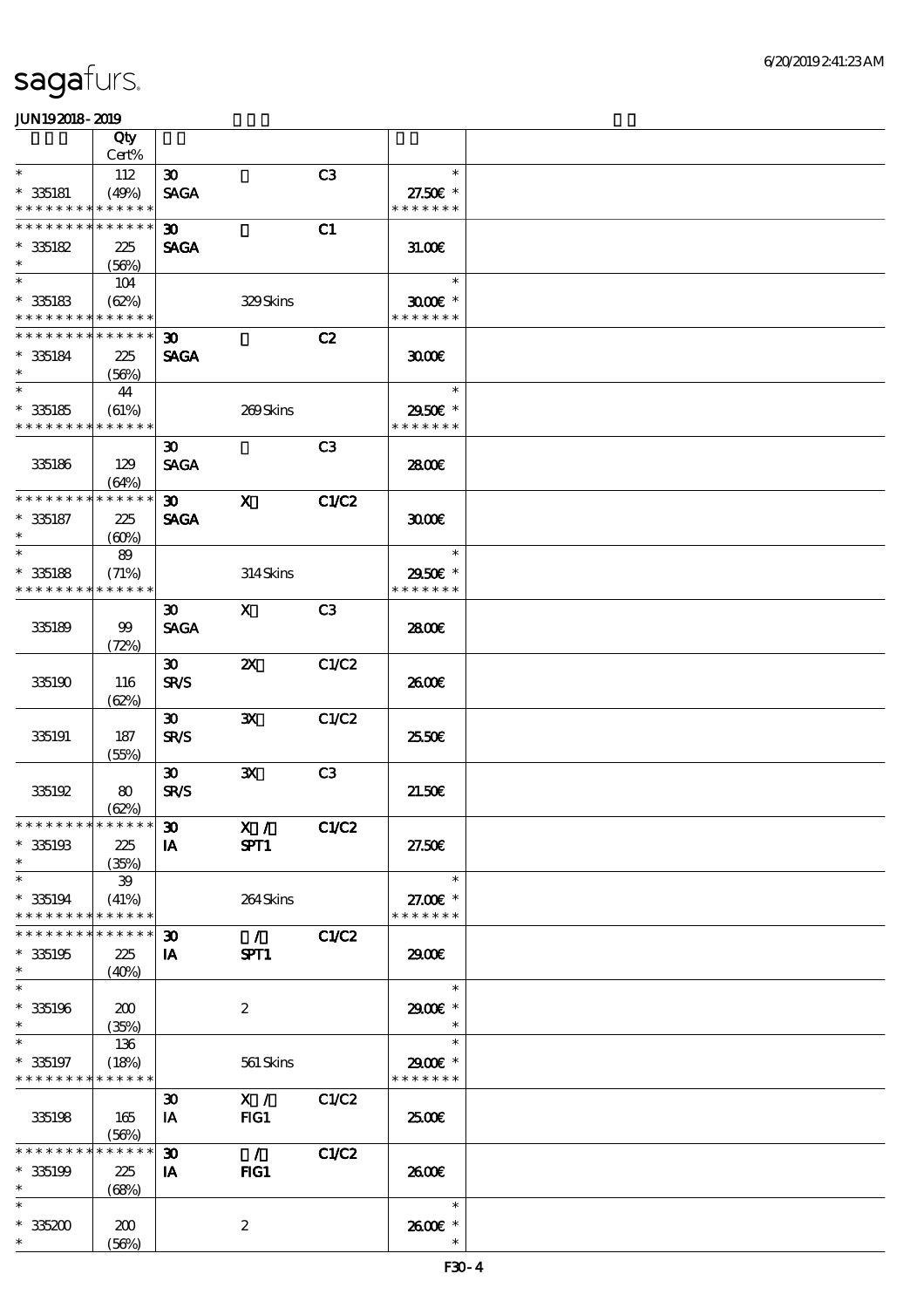# sagafurs.

JUN192018-2019

| | Qty Cert% | | | | | |
|---|---|---|---|---|---|---|
| * <br> * 335181 <br> * * * * * * * * * * * * * * | 112 <br> (49%) | 30 <br> SAGA | | C3 | * <br> 27.50€ * <br> * * * * * * * | |
| * * * * * * * * * * * * * * <br> * 335182 <br> * | 225 <br> (56%) | 30 <br> SAGA | | C1 | 31.00€ | |
| * <br> * 335183 <br> * * * * * * * * * * * * * * | 104 <br> (62%) | | 329 Skins | | * <br> 30.00€ * <br> * * * * * * * | |
| * * * * * * * * * * * * * * <br> * 335184 <br> * | 225 <br> (56%) | 30 <br> SAGA | | C2 | 30.00€ | |
| * <br> * 335185 <br> * * * * * * * * * * * * * * | 44 <br> (61%) | | 269 Skins | | * <br> 29.50€ * <br> * * * * * * * | |
| 335186 | 129 <br> (64%) | 30 <br> SAGA | | C3 | 28.00€ | |
| * * * * * * * * * * * * * * <br> * 335187 <br> * | 225 <br> (60%) | 30 <br> SAGA | X | C1/C2 | 30.00€ | |
| * <br> * 335188 <br> * * * * * * * * * * * * * * | 89 <br> (71%) | | 314 Skins | | * <br> 29.50€ * <br> * * * * * * * | |
| 335189 | 99 <br> (72%) | 30 <br> SAGA | X | C3 | 28.00€ | |
| 335190 | 116 <br> (62%) | 30 <br> SR/S | 2X | C1/C2 | 26.00€ | |
| 335191 | 187 <br> (55%) | 30 <br> SR/S | 3X | C1/C2 | 25.50€ | |
| 335192 | 80 <br> (62%) | 30 <br> SR/S | 3X | C3 | 21.50€ | |
| * * * * * * * * * * * * * * <br> * 335193 <br> * | 225 <br> (35%) | 30 <br> IA | X / <br> SPT1 | C1/C2 | 27.50€ | |
| * <br> * 335194 <br> * * * * * * * * * * * * * * | 39 <br> (41%) | | 264 Skins | | * <br> 27.00€ * <br> * * * * * * * | |
| * * * * * * * * * * * * * * <br> * 335195 <br> * | 225 <br> (40%) | 30 <br> IA | / <br> SPT1 | C1/C2 | 29.00€ | |
| * <br> * 335196 <br> * | 200 <br> (35%) | | 2 | | * <br> 29.00€ * <br> * | |
| * <br> * 335197 <br> * * * * * * * * * * * * * * | 136 <br> (18%) | | 561 Skins | | * <br> 29.00€ * <br> * * * * * * * | |
| 335198 | 165 <br> (56%) | 30 <br> IA | X / <br> FIG1 | C1/C2 | 25.00€ | |
| * * * * * * * * * * * * * * <br> * 335199 <br> * | 225 <br> (68%) | 30 <br> IA | / <br> FIG1 | C1/C2 | 26.00€ | |
| * <br> * 335200 <br> * | 200 <br> (56%) | | 2 | | * <br> 26.00€ * <br> * | |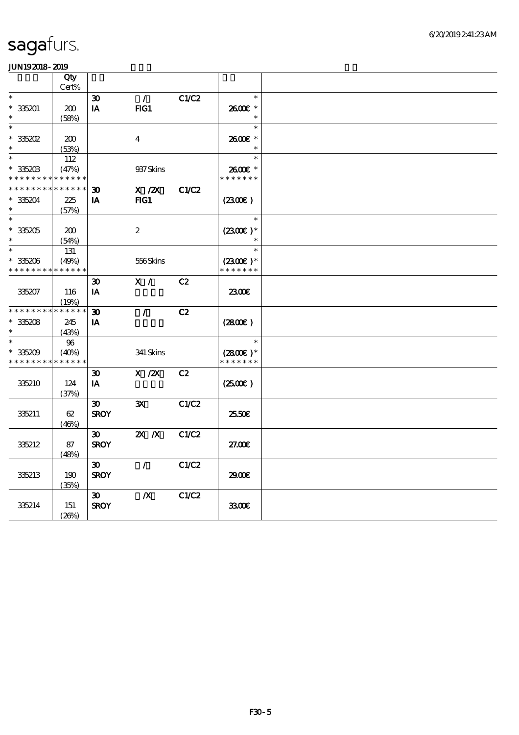# sagafurs.

JUN192018-2019

| | Qty Cert% | | | | | |
|---|---|---|---|---|---|---|
| * | | 30 | / | C1/C2 | * | |
| * 335201 | 200 | IA | FIG1 | | 26.00€ * | |
| * | (58%) | | | | * | |
| * | | | | | * | |
| * 335202 | 200 | | 4 | | 26.00€ * | |
| * | (53%) | | | | * | |
| * | 112 | | | | * | |
| * 335203 | (47%) | | 937 Skins | | 26.00€ * | |
| * * * * * * * * * * * * * * | | | | | * * * * * * * | |
| * * * * * * * * * * * * * * | | 30 | X /2X | C1/C2 | | |
| * 335204 | 225 | IA | FIG1 | | (23.00€) | |
| * | (57%) | | | | | |
| * | | | | | * | |
| * 335205 | 200 | | 2 | | (23.00€)* | |
| * | (54%) | | | | * | |
| * | 131 | | | | * | |
| * 335206 | (49%) | | 556 Skins | | (23.00€)* | |
| * * * * * * * * * * * * * * | | | | | * * * * * * * | |
| | | 30 | X / | C2 | | |
| 335207 | 116 | IA | | | 23.00€ | |
| | (19%) | | | | | |
| * * * * * * * * * * * * * * | | 30 | / | C2 | | |
| * 335208 | 245 | IA | | | (28.00€) | |
| * | (43%) | | | | | |
| * | 96 | | | | * | |
| * 335209 | (40%) | | 341 Skins | | (28.00€)* | |
| * * * * * * * * * * * * * * | | | | | * * * * * * * | |
| | | 30 | X /2X | C2 | | |
| 335210 | 124 | IA | | | (25.00€) | |
| | (37%) | | | | | |
| | | 30 | 3X | C1/C2 | | |
| 335211 | 62 | SROY | | | 25.50€ | |
| | (46%) | | | | | |
| | | 30 | 2X /X | C1/C2 | | |
| 335212 | 87 | SROY | | | 27.00€ | |
| | (48%) | | | | | |
| | | 30 | / | C1/C2 | | |
| 335213 | 190 | SROY | | | 29.00€ | |
| | (35%) | | | | | |
| | | 30 | /X | C1/C2 | | |
| 335214 | 151 | SROY | | | 33.00€ | |
| | (26%) | | | | | |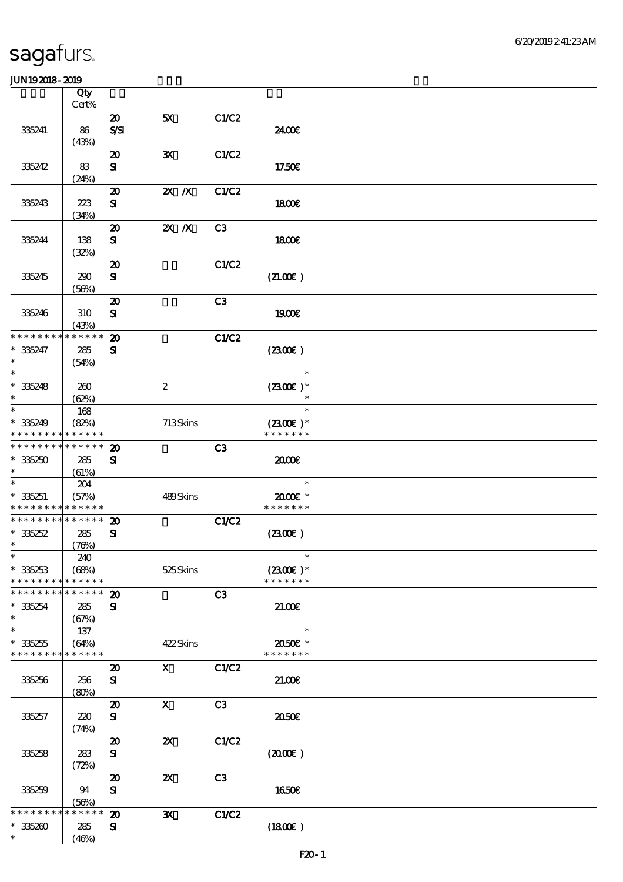| | Qty Cert% | | | | | |
|---|---|---|---|---|---|---|
| 335241 | 86 (43%) | 20 S/SI | 5X | C1/C2 | 24.00€ | |
| 335242 | 83 (24%) | 20 SI | 3X | C1/C2 | 17.50€ | |
| 335243 | 223 (34%) | 20 SI | 2X /X | C1/C2 | 18.00€ | |
| 335244 | 138 (32%) | 20 SI | 2X /X | C3 | 18.00€ | |
| 335245 | 290 (56%) | 20 SI | | C1/C2 | (21.00€ ) | |
| 335246 | 310 (43%) | 20 SI | | C3 | 19.00€ | |
| * * * * * * * * * * * * * * * 335247 * | 285 (54%) | 20 SI | | C1/C2 | (23.00€ ) | |
| * * 335248 * | 260 (62%) | | 2 | | * (23.00€ )* * | |
| * * 335249 * * * * * * * * * * * * * * | 168 (82%) | | 713 Skins | | * (23.00€ )* * * * * * * * | |
| * * * * * * * * * * * * * * * 335250 * | 285 (61%) | 20 SI | | C3 | 20.00€ | |
| * * 335251 * * * * * * * * * * * * * * | 204 (57%) | | 489 Skins | | * 20.00€ * * * * * * * * | |
| * * * * * * * * * * * * * * * 335252 * | 285 (76%) | 20 SI | | C1/C2 | (23.00€ ) | |
| * * 335253 * * * * * * * * * * * * * * | 240 (68%) | | 525 Skins | | * (23.00€ )* * * * * * * * | |
| * * * * * * * * * * * * * * * 335254 * | 285 (67%) | 20 SI | | C3 | 21.00€ | |
| * * 335255 * * * * * * * * * * * * * * | 137 (64%) | | 422 Skins | | * 20.50€ * * * * * * * * | |
| 335256 | 256 (80%) | 20 SI | X | C1/C2 | 21.00€ | |
| 335257 | 220 (74%) | 20 SI | X | C3 | 20.50€ | |
| 335258 | 283 (72%) | 20 SI | 2X | C1/C2 | (20.00€ ) | |
| 335259 | 94 (56%) | 20 SI | 2X | C3 | 16.50€ | |
| * * * * * * * * * * * * * * * 335260 * | 285 (46%) | 20 SI | 3X | C1/C2 | (18.00€ ) | |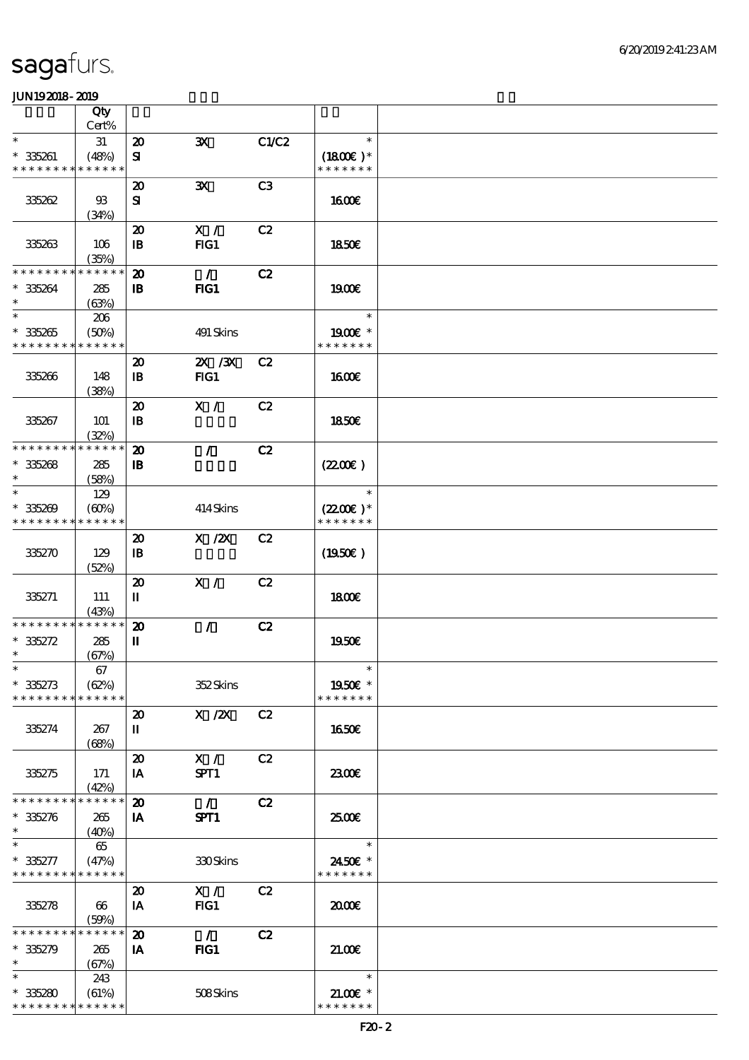# sagafurs.

JUN192018-2019

| | Qty Cert% | | | | | |
|---|---|---|---|---|---|---|
| * | 31 | 20 | 3X | C1/C2 | * | |
| * 335261 | (48%) | SI | | | (18.00€ )* | |
| * * * * * * * * * * * * * * | | | | | * * * * * * * | |
| 335262 | 93 (34%) | 20 SI | 3X | C3 | 16.00€ | |
| 335263 | 106 (35%) | 20 IB | X / FIG1 | C2 | 18.50€ | |
| * * * * * * * * * * * * * * | | 20 | / | C2 | | |
| * 335264 | 285 (63%) | IB | FIG1 | | 19.00€ | |
| * | 206 | | | | * | |
| * 335265 | (50%) | | 491 Skins | | 19.00€ * | |
| * * * * * * * * * * * * * * | | | | | * * * * * * * | |
| 335266 | 148 (38%) | 20 IB | 2X /3X FIG1 | C2 | 16.00€ | |
| 335267 | 101 (32%) | 20 IB | X / | C2 | 18.50€ | |
| * * * * * * * * * * * * * * | | 20 | / | C2 | | |
| * 335268 | 285 (58%) | IB | | | (22.00€ ) | |
| * | 129 | | | | * | |
| * 335269 | (60%) | | 414 Skins | | (22.00€ )* | |
| * * * * * * * * * * * * * * | | | | | * * * * * * * | |
| 335270 | 129 (52%) | 20 IB | X /2X | C2 | (19.50€ ) | |
| 335271 | 111 (43%) | 20 II | X / | C2 | 18.00€ | |
| * * * * * * * * * * * * * * | | 20 | / | C2 | | |
| * 335272 | 285 (67%) | II | | | 19.50€ | |
| * | 67 | | | | * | |
| * 335273 | (62%) | | 352 Skins | | 19.50€ * | |
| * * * * * * * * * * * * * * | | | | | * * * * * * * | |
| 335274 | 267 (68%) | 20 II | X /2X | C2 | 16.50€ | |
| 335275 | 171 (42%) | 20 IA | X / SPT1 | C2 | 23.00€ | |
| * * * * * * * * * * * * * * | | 20 | / | C2 | | |
| * 335276 | 265 (40%) | IA | SPT1 | | 25.00€ | |
| * | 65 | | | | * | |
| * 335277 | (47%) | | 330 Skins | | 24.50€ * | |
| * * * * * * * * * * * * * * | | | | | * * * * * * * | |
| 335278 | 66 (59%) | 20 IA | X / FIG1 | C2 | 20.00€ | |
| * * * * * * * * * * * * * * | | 20 | / | C2 | | |
| * 335279 | 265 (67%) | IA | FIG1 | | 21.00€ | |
| * | 243 | | | | * | |
| * 335280 | (61%) | | 508 Skins | | 21.00€ * | |
| * * * * * * * * * * * * * * | | | | | * * * * * * * | |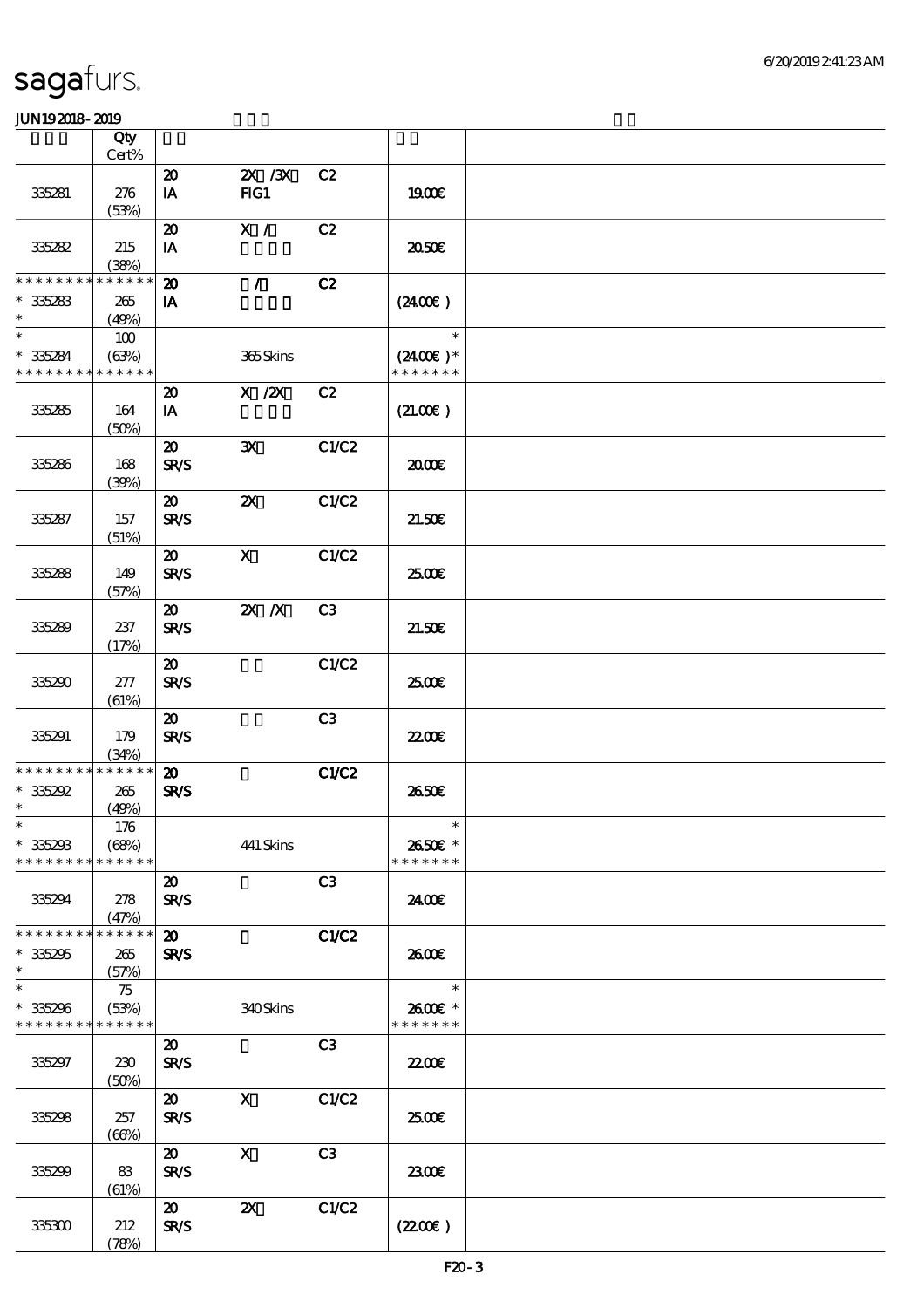# sagafurs.

JUN19 2018 - 2019

| | Qty Cert% | | | | | |
|---|---|---|---|---|---|---|
| | | 20 | 2X /3X | C2 | | |
| 335281 | 276 (53%) | IA | FIG1 | | 19.00€ | |
| | | 20 | X / | C2 | | |
| 335282 | 215 (38%) | IA | | | 20.50€ | |
| * * * * * * * * * * * * * * | | 20 | / | C2 | | |
| * 335283 * | 265 (49%) | IA | | | (24.00€ ) | |
| * | 100 | | | | * | |
| * 335284 * * * * * * * * * * * * * * | (63%) | | 365 Skins | | (24.00€ ) * * * * * * * * | |
| | | 20 | X /2X | C2 | | |
| 335285 | 164 (50%) | IA | | | (21.00€ ) | |
| | | 20 | 3X | C1/C2 | | |
| 335286 | 168 (39%) | SR/S | | | 20.00€ | |
| | | 20 | 2X | C1/C2 | | |
| 335287 | 157 (51%) | SR/S | | | 21.50€ | |
| | | 20 | X | C1/C2 | | |
| 335288 | 149 (57%) | SR/S | | | 25.00€ | |
| | | 20 | 2X /X | C3 | | |
| 335289 | 237 (17%) | SR/S | | | 21.50€ | |
| | | 20 | | C1/C2 | | |
| 335290 | 277 (61%) | SR/S | | | 25.00€ | |
| | | 20 | | C3 | | |
| 335291 | 179 (34%) | SR/S | | | 22.00€ | |
| * * * * * * * * * * * * * * | | 20 | | C1/C2 | | |
| * 335292 * | 265 (49%) | SR/S | | | 26.50€ | |
| * | 176 | | | | * | |
| * 335293 * * * * * * * * * * * * * * | (68%) | | 441 Skins | | 26.50€ * * * * * * * * | |
| | | 20 | | C3 | | |
| 335294 | 278 (47%) | SR/S | | | 24.00€ | |
| * * * * * * * * * * * * * * | | 20 | | C1/C2 | | |
| * 335295 * | 265 (57%) | SR/S | | | 26.00€ | |
| * | 75 | | | | * | |
| * 335296 * * * * * * * * * * * * * * | (53%) | | 340 Skins | | 26.00€ * * * * * * * * | |
| | | 20 | | C3 | | |
| 335297 | 230 (50%) | SR/S | | | 22.00€ | |
| | | 20 | X | C1/C2 | | |
| 335298 | 257 (66%) | SR/S | | | 25.00€ | |
| | | 20 | X | C3 | | |
| 335299 | 83 (61%) | SR/S | | | 23.00€ | |
| | | 20 | 2X | C1/C2 | | |
| 335300 | 212 (78%) | SR/S | | | (22.00€ ) | |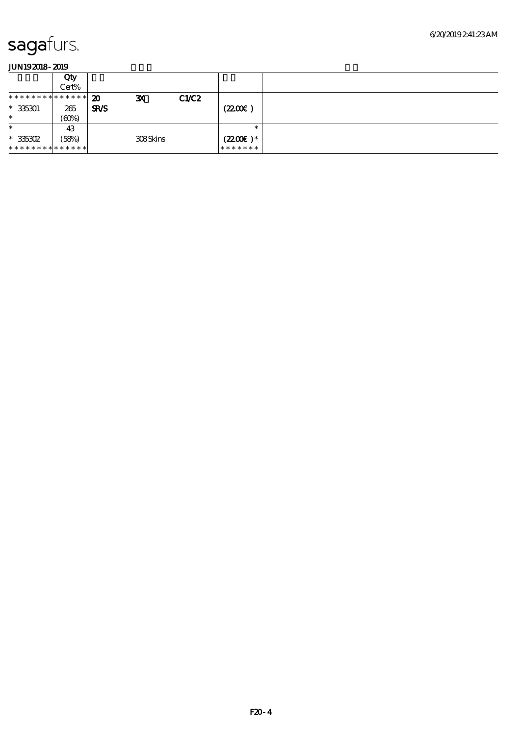sagafurs.

JUN19 2018 - 2019

| | Qty<br>Cert% | | | | | |
|---|---|---|---|---|---|---|
| ************** | **20** | **3X** | **C1/C2** | | | |
| * 335301 | 265 | **SR/S** | | | (22.00€ ) | |
| * | (60%) | | | | | |
| * | 43 | | | | * | |
| * 335302 | (58%) | | 308 Skins | | (22.00€ )* | |
| ************** | | | | | ******* | |

F20 - 4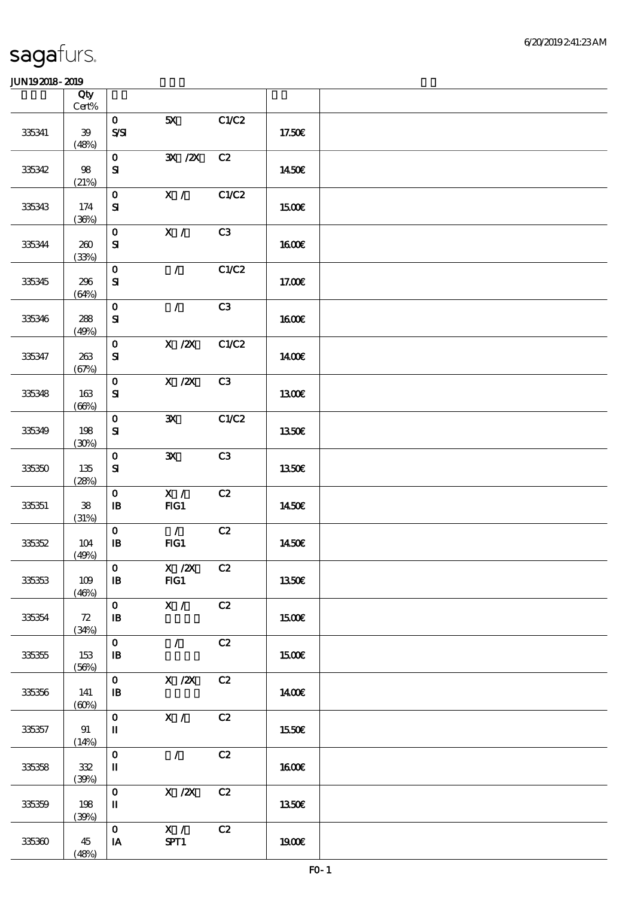sagafurs.

JUN192018-2019

| | Qty Cert% | | | | | |
|---|---|---|---|---|---|---|
| 335341 | 39 (48%) | 0 S/SI | 5X | C1/C2 | 17.50€ | |
| 335342 | 98 (21%) | 0 SI | 3X /2X | C2 | 14.50€ | |
| 335343 | 174 (36%) | 0 SI | X / | C1/C2 | 15.00€ | |
| 335344 | 260 (33%) | 0 SI | X / | C3 | 16.00€ | |
| 335345 | 296 (64%) | 0 SI | / | C1/C2 | 17.00€ | |
| 335346 | 288 (49%) | 0 SI | / | C3 | 16.00€ | |
| 335347 | 263 (67%) | 0 SI | X /2X | C1/C2 | 14.00€ | |
| 335348 | 163 (66%) | 0 SI | X /2X | C3 | 13.00€ | |
| 335349 | 198 (30%) | 0 SI | 3X | C1/C2 | 13.50€ | |
| 335350 | 135 (28%) | 0 SI | 3X | C3 | 13.50€ | |
| 335351 | 38 (31%) | 0 IB | X / FIG1 | C2 | 14.50€ | |
| 335352 | 104 (49%) | 0 IB | / FIG1 | C2 | 14.50€ | |
| 335353 | 109 (46%) | 0 IB | X /2X FIG1 | C2 | 13.50€ | |
| 335354 | 72 (34%) | 0 IB | X / | C2 | 15.00€ | |
| 335355 | 153 (56%) | 0 IB | / | C2 | 15.00€ | |
| 335356 | 141 (60%) | 0 IB | X /2X | C2 | 14.00€ | |
| 335357 | 91 (14%) | 0 II | X / | C2 | 15.50€ | |
| 335358 | 332 (39%) | 0 II | / | C2 | 16.00€ | |
| 335359 | 198 (39%) | 0 II | X /2X | C2 | 13.50€ | |
| 335360 | 45 (48%) | 0 IA | X / SPT1 | C2 | 19.00€ | |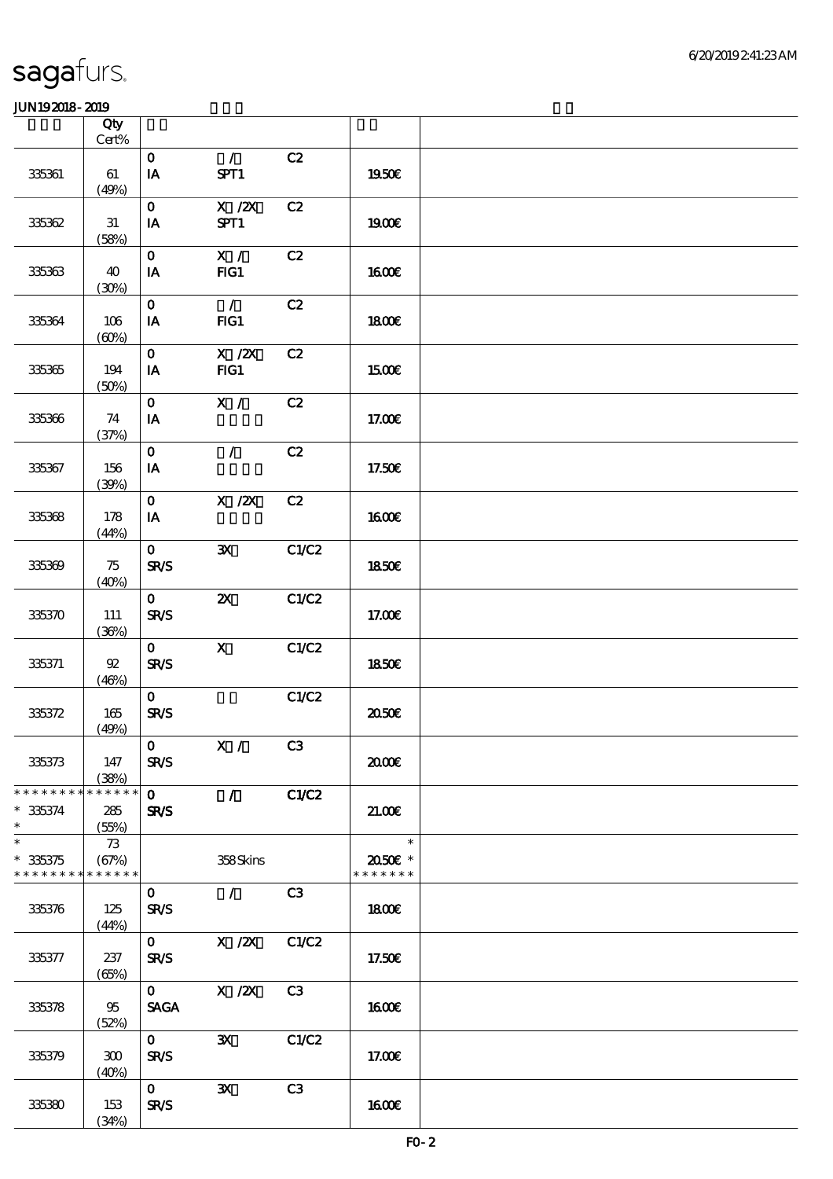sagafurs.

JUN19 2018 - 2019

| | Qty Cert% | | | | | |
|---|---|---|---|---|---|---|
| 335361 | 61 (49%) | 0 IA | / SPT1 | C2 | 19.50€ | |
| 335362 | 31 (58%) | 0 IA | X /2X SPT1 | C2 | 19.00€ | |
| 335363 | 40 (30%) | 0 IA | X / FIG1 | C2 | 16.00€ | |
| 335364 | 106 (60%) | 0 IA | / FIG1 | C2 | 18.00€ | |
| 335365 | 194 (50%) | 0 IA | X /2X FIG1 | C2 | 15.00€ | |
| 335366 | 74 (37%) | 0 IA | X / | C2 | 17.00€ | |
| 335367 | 156 (39%) | 0 IA | / | C2 | 17.50€ | |
| 335368 | 178 (44%) | 0 IA | X /2X | C2 | 16.00€ | |
| 335369 | 75 (40%) | 0 SR/S | 3X | C1/C2 | 18.50€ | |
| 335370 | 111 (36%) | 0 SR/S | 2X | C1/C2 | 17.00€ | |
| 335371 | 92 (46%) | 0 SR/S | X | C1/C2 | 18.50€ | |
| 335372 | 165 (49%) | 0 SR/S | | C1/C2 | 20.50€ | |
| 335373 | 147 (38%) | 0 SR/S | X / | C3 | 20.00€ | |
| * * * * * * * * * * * * * * * 335374 * | 285 (55%) | 0 SR/S | / | C1/C2 | 21.00€ | |
| * * 335375 * * * * * * * * * * * * * * | 73 (67%) | | 358 Skins | | * 20.50€ * * * * * * * * | |
| 335376 | 125 (44%) | 0 SR/S | / | C3 | 18.00€ | |
| 335377 | 237 (65%) | 0 SR/S | X /2X | C1/C2 | 17.50€ | |
| 335378 | 95 (52%) | 0 SAGA | X /2X | C3 | 16.00€ | |
| 335379 | 300 (40%) | 0 SR/S | 3X | C1/C2 | 17.00€ | |
| 335380 | 153 (34%) | 0 SR/S | 3X | C3 | 16.00€ | |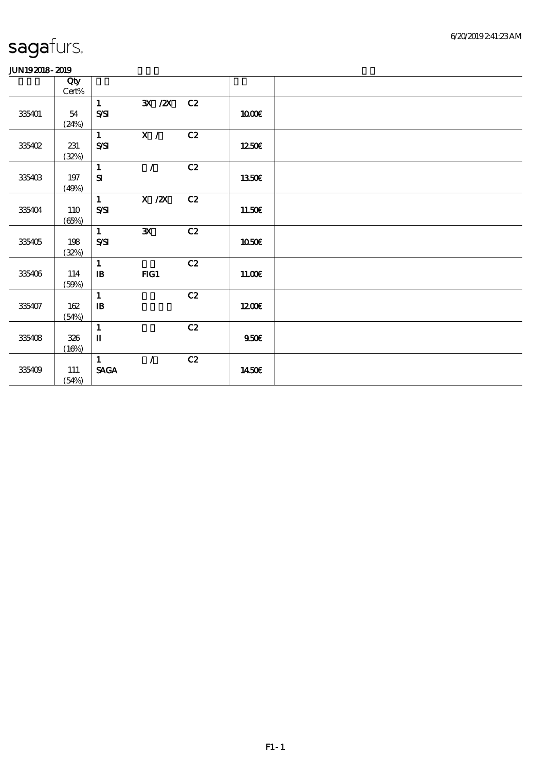sagafurs.

JUN19 2018 - 2019

| | Qty Cert% | | | | | |
|---|---|---|---|---|---|---|
| 335401 | 54 (24%) | 1 S/SI | 3X /2X | C2 | 10.00€ | |
| 335402 | 231 (32%) | 1 S/SI | X / | C2 | 12.50€ | |
| 335403 | 197 (49%) | 1 SI | / | C2 | 13.50€ | |
| 335404 | 110 (65%) | 1 S/SI | X /2X | C2 | 11.50€ | |
| 335405 | 198 (32%) | 1 S/SI | 3X | C2 | 10.50€ | |
| 335406 | 114 (59%) | 1 IB | FIG1 | C2 | 11.00€ | |
| 335407 | 162 (54%) | 1 IB | | C2 | 12.00€ | |
| 335408 | 326 (16%) | 1 II | | C2 | 9.50€ | |
| 335409 | 111 (54%) | 1 SAGA | / | C2 | 14.50€ | |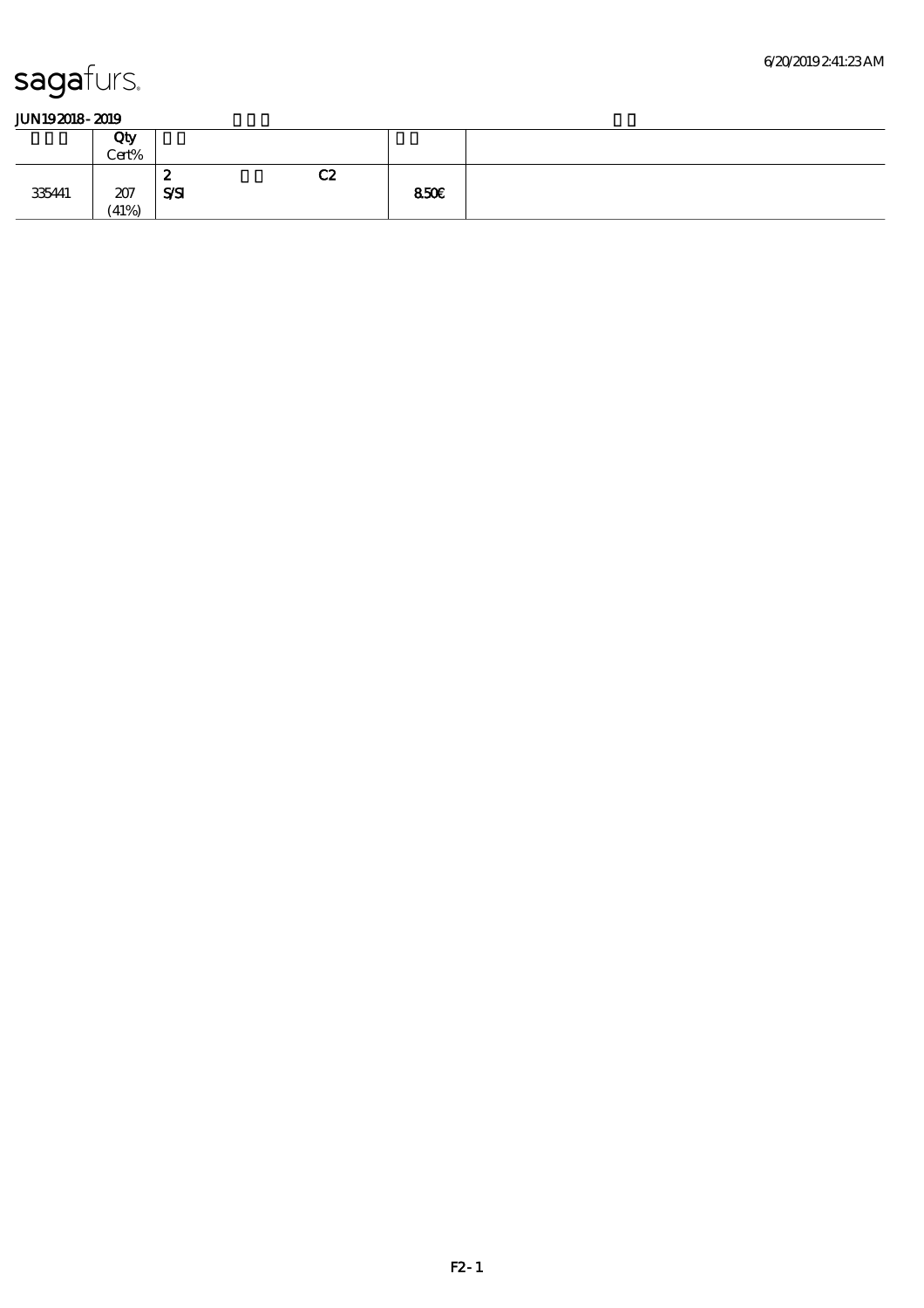sagafurs.

**JUN19 2018 - 2019**

| | Qty Cert% | | |
|---|---|---|---|
| 335441 | 207 (41%) | 2 C2 S/SI | 850€ |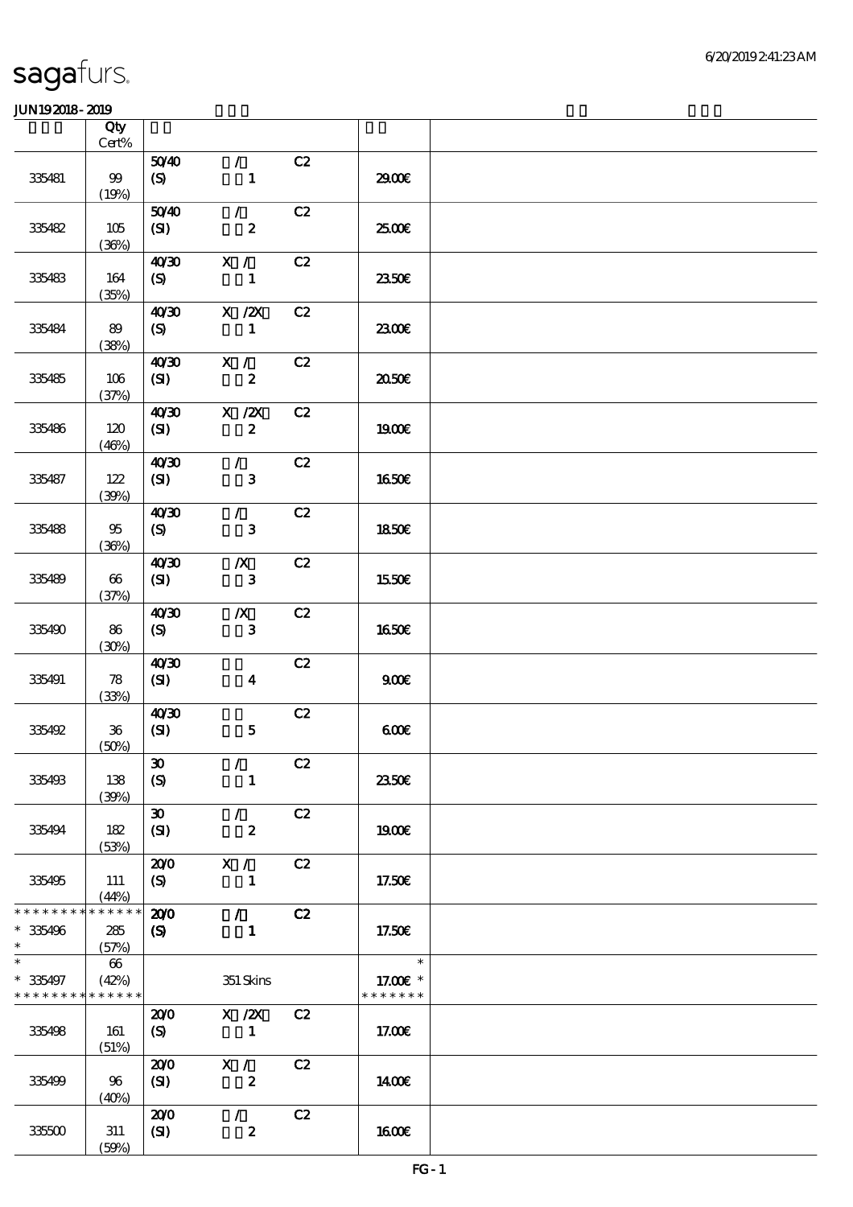sagafurs.

JUN19 2018 - 2019

| | Qty Cert% | | | | | |
|---|---|---|---|---|---|---|
| 335481 | 99 (19%) | 50/40 (S) | / 1 | C2 | 29.00€ | |
| 335482 | 105 (36%) | 50/40 (SI) | / 2 | C2 | 25.00€ | |
| 335483 | 164 (35%) | 40/30 (S) | X / 1 | C2 | 23.50€ | |
| 335484 | 89 (38%) | 40/30 (S) | X /2X 1 | C2 | 23.00€ | |
| 335485 | 106 (37%) | 40/30 (SI) | X / 2 | C2 | 20.50€ | |
| 335486 | 120 (46%) | 40/30 (SI) | X /2X 2 | C2 | 19.00€ | |
| 335487 | 122 (39%) | 40/30 (SI) | / 3 | C2 | 16.50€ | |
| 335488 | 95 (36%) | 40/30 (S) | / 3 | C2 | 18.50€ | |
| 335489 | 66 (37%) | 40/30 (SI) | /X 3 | C2 | 15.50€ | |
| 335490 | 86 (30%) | 40/30 (S) | /X 3 | C2 | 16.50€ | |
| 335491 | 78 (33%) | 40/30 (SI) | 4 | C2 | 9.00€ | |
| 335492 | 36 (50%) | 40/30 (SI) | 5 | C2 | 6.00€ | |
| 335493 | 138 (39%) | 30 (S) | / 1 | C2 | 23.50€ | |
| 335494 | 182 (53%) | 30 (SI) | / 2 | C2 | 19.00€ | |
| 335495 | 111 (44%) | 20/0 (S) | X / 1 | C2 | 17.50€ | |
| * 335496 * | 285 (57%) | 20/0 (S) | / 1 | C2 | 17.50€ | |
| * 335497 * | 66 (42%) | | 351 Skins | | 17.00€ * | |
| 335498 | 161 (51%) | 20/0 (S) | X /2X 1 | C2 | 17.00€ | |
| 335499 | 96 (40%) | 20/0 (SI) | X / 2 | C2 | 14.00€ | |
| 335500 | 311 (59%) | 20/0 (SI) | / 2 | C2 | 16.00€ | |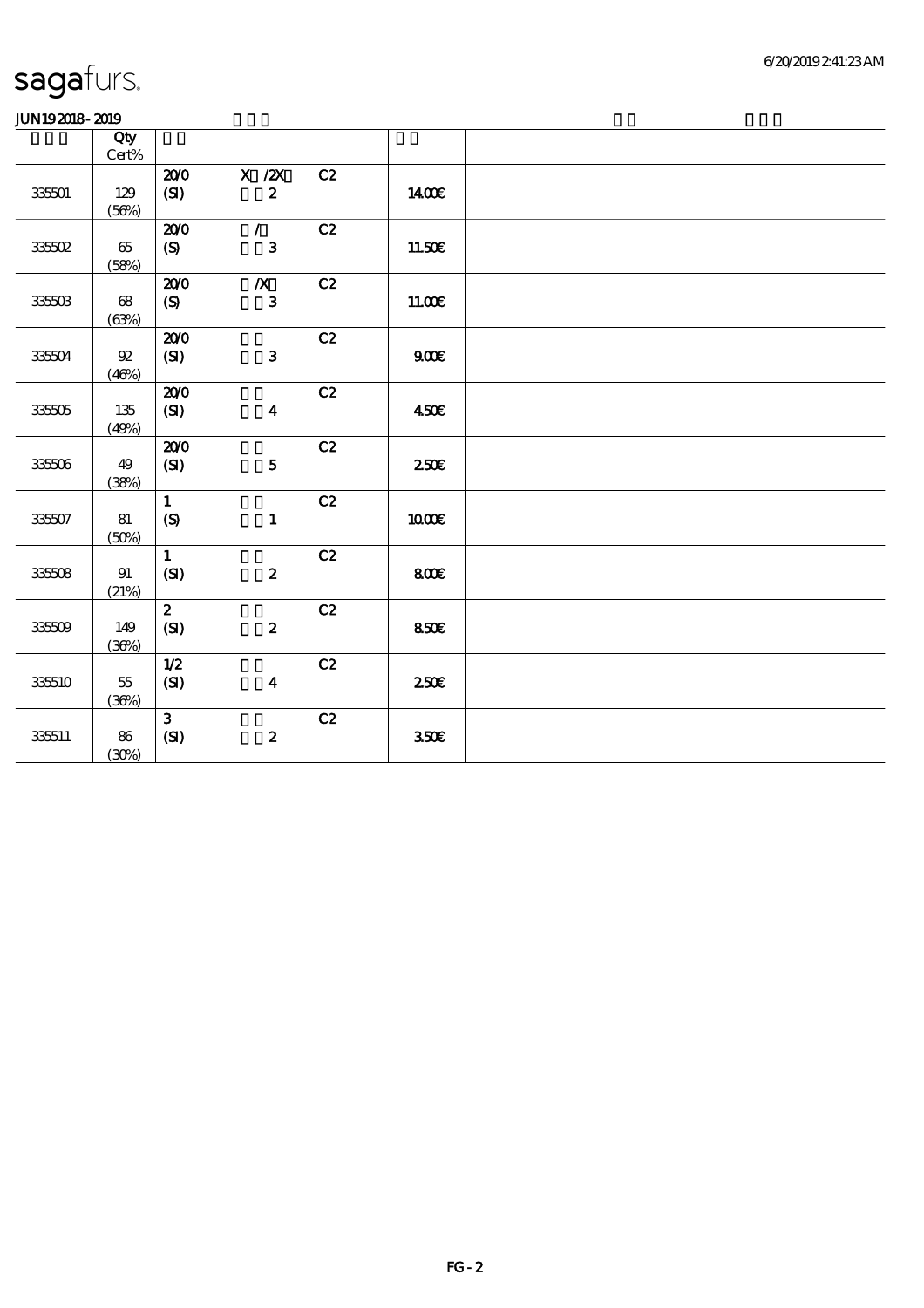sagafurs.

JUN19 2018 - 2019

| | Qty Cert% | | | | | |
|---|---|---|---|---|---|---|
| 335501 | 129 (56%) | 20/0 (SI) | X /2X 2 | C2 | 14.00€ | |
| 335502 | 65 (58%) | 20/0 (S) | / 3 | C2 | 11.50€ | |
| 335503 | 68 (63%) | 20/0 (S) | /X 3 | C2 | 11.00€ | |
| 335504 | 92 (46%) | 20/0 (SI) | 3 | C2 | 9.00€ | |
| 335505 | 135 (49%) | 20/0 (SI) | 4 | C2 | 4.50€ | |
| 335506 | 49 (38%) | 20/0 (SI) | 5 | C2 | 2.50€ | |
| 335507 | 81 (50%) | 1 (S) | 1 | C2 | 10.00€ | |
| 335508 | 91 (21%) | 1 (SI) | 2 | C2 | 8.00€ | |
| 335509 | 149 (36%) | 2 (SI) | 2 | C2 | 8.50€ | |
| 335510 | 55 (36%) | 1/2 (SI) | 4 | C2 | 2.50€ | |
| 335511 | 86 (30%) | 3 (SI) | 2 | C2 | 3.50€ | |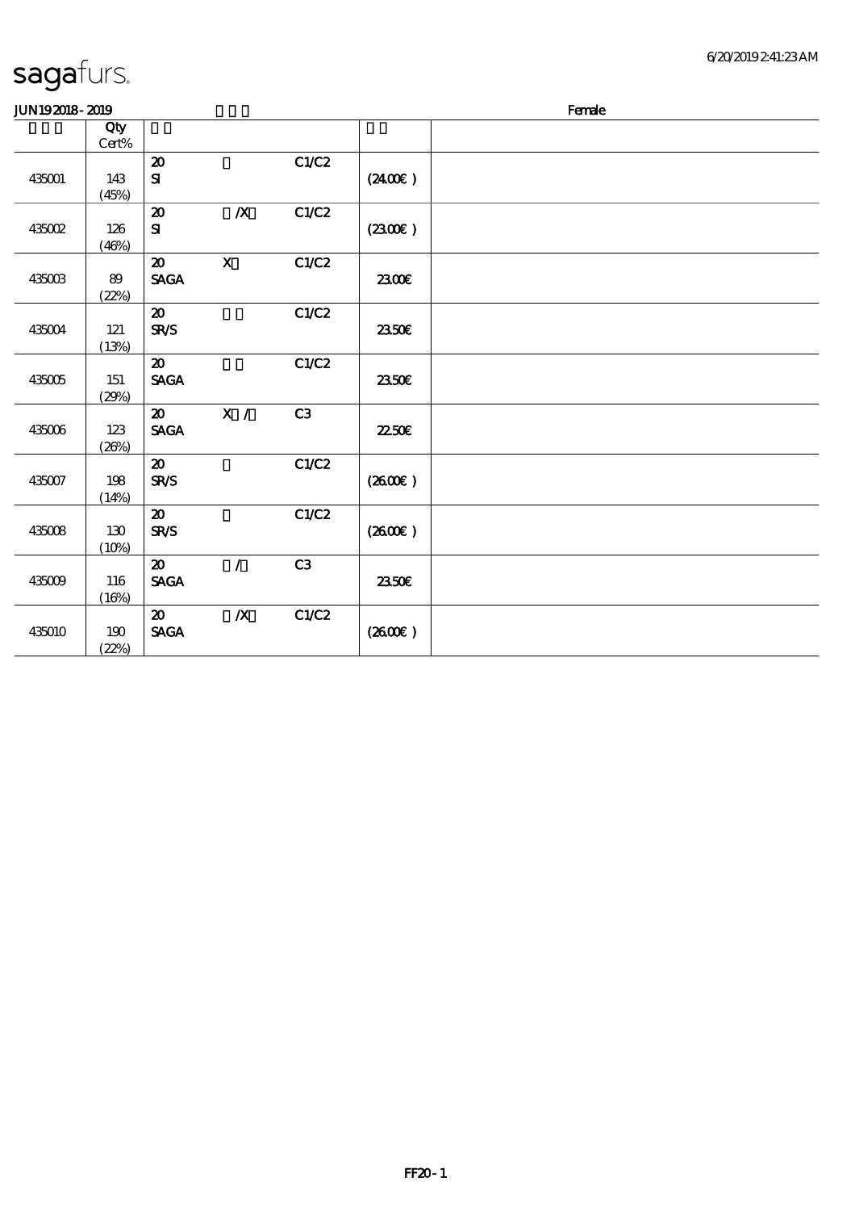sagafurs.

JUN19 2018 - 2019 Female

| | Qty Cert% | | | | | |
|---|---|---|---|---|---|---|
| 435001 | 143 (45%) | 20 SI | | C1/C2 | (24.00€) | |
| 435002 | 126 (46%) | 20 SI | /X | C1/C2 | (23.00€) | |
| 435003 | 89 (22%) | 20 SAGA | X | C1/C2 | 23.00€ | |
| 435004 | 121 (13%) | 20 SR/S | | C1/C2 | 23.50€ | |
| 435005 | 151 (29%) | 20 SAGA | | C1/C2 | 23.50€ | |
| 435006 | 123 (26%) | 20 SAGA | X / | C3 | 22.50€ | |
| 435007 | 198 (14%) | 20 SR/S | | C1/C2 | (26.00€) | |
| 435008 | 130 (10%) | 20 SR/S | | C1/C2 | (26.00€) | |
| 435009 | 116 (16%) | 20 SAGA | / | C3 | 23.50€ | |
| 435010 | 190 (22%) | 20 SAGA | /X | C1/C2 | (26.00€) | |

FF20 - 1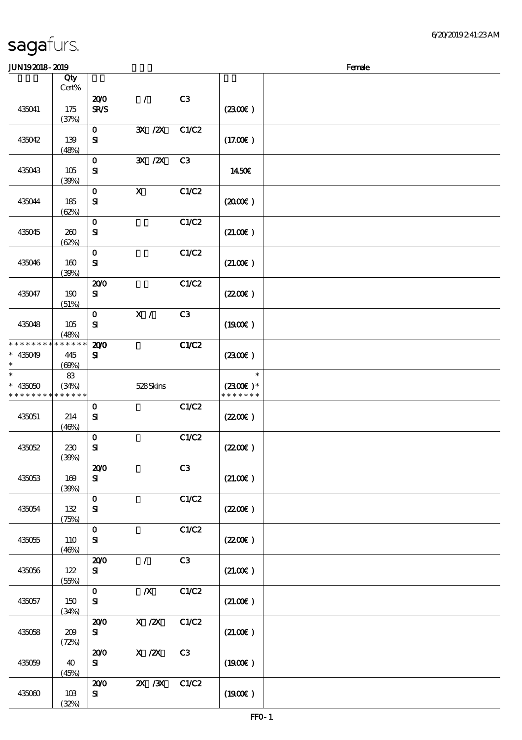sagafurs.

JUN19 2018 - 2019 | Female

| | Qty Cert% | | | | | |
|---|---|---|---|---|---|---|
| 435041 | 175 (37%) | 20/0 SR/S | / | C3 | (23.00€) | |
| 435042 | 139 (48%) | 0 SI | 3X /2X | C1/C2 | (17.00€) | |
| 435043 | 105 (39%) | 0 SI | 3X /2X | C3 | 14.50€ | |
| 435044 | 185 (62%) | 0 SI | X | C1/C2 | (20.00€) | |
| 435045 | 260 (62%) | 0 SI | | C1/C2 | (21.00€) | |
| 435046 | 160 (39%) | 0 SI | | C1/C2 | (21.00€) | |
| 435047 | 190 (51%) | 20/0 SI | | C1/C2 | (22.00€) | |
| 435048 | 105 (48%) | 0 SI | X / | C3 | (19.00€) | |
| * * * * * * * * * * * * * * 435049 * | 445 (69%) | 20/0 SI | | C1/C2 | (23.00€) | |
| * * 435050 * * * * * * * * * * * * * | 83 (34%) | | 528 Skins | | * (23.00€) * * * * * * * * | |
| 435051 | 214 (46%) | 0 SI | | C1/C2 | (22.00€) | |
| 435052 | 230 (39%) | 0 SI | | C1/C2 | (22.00€) | |
| 435053 | 169 (39%) | 20/0 SI | | C3 | (21.00€) | |
| 435054 | 132 (75%) | 0 SI | | C1/C2 | (22.00€) | |
| 435055 | 110 (46%) | 0 SI | | C1/C2 | (22.00€) | |
| 435056 | 122 (55%) | 20/0 SI | / | C3 | (21.00€) | |
| 435057 | 150 (34%) | 0 SI | /X | C1/C2 | (21.00€) | |
| 435058 | 209 (72%) | 20/0 SI | X /2X | C1/C2 | (21.00€) | |
| 435059 | 40 (45%) | 20/0 SI | X /2X | C3 | (19.00€) | |
| 435060 | 103 (32%) | 20/0 SI | 2X /3X | C1/C2 | (19.00€) | |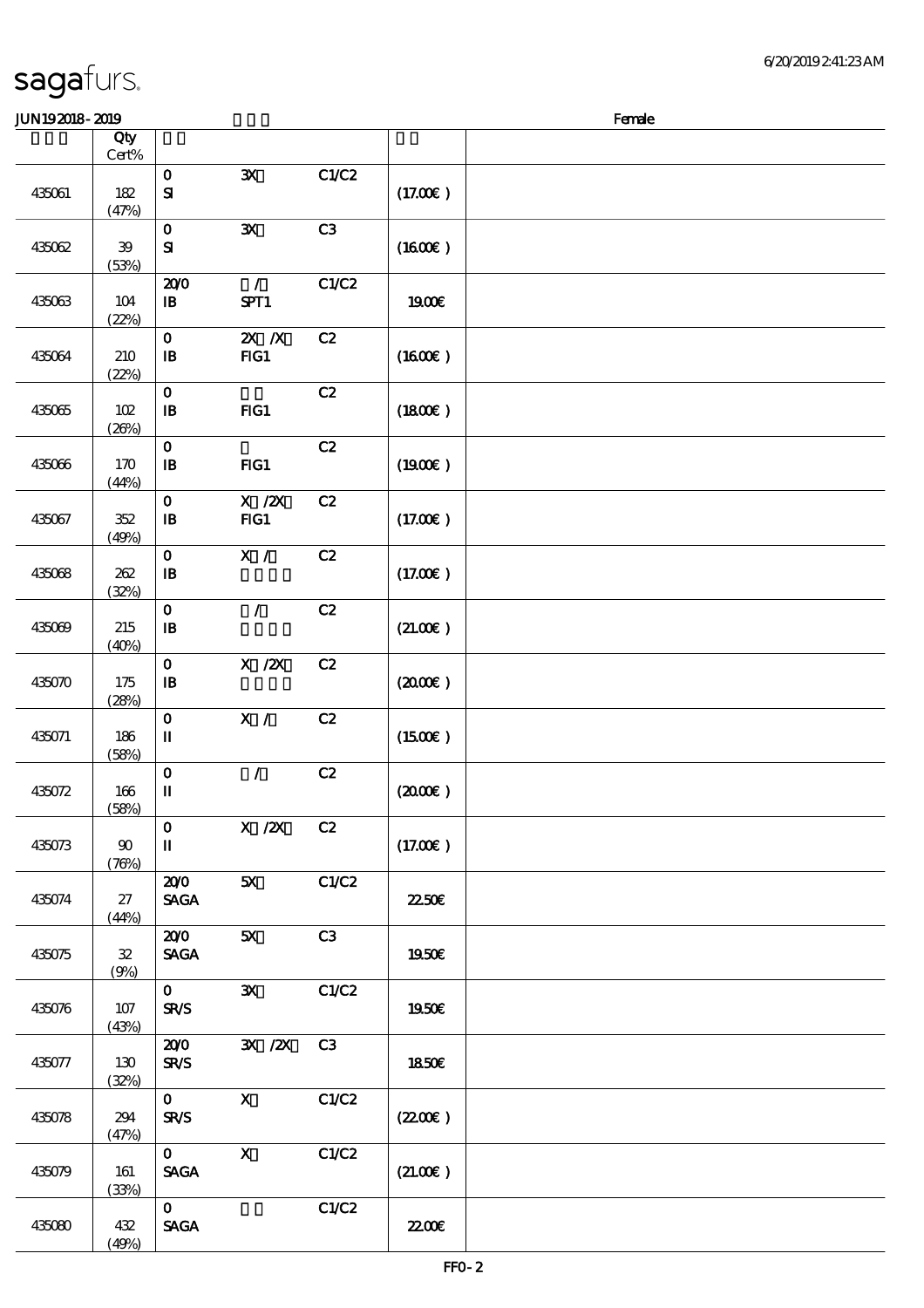sagafurs.

JUN19 2018 - 2019 Female

| | Qty Cert% | | | | | |
|---|---|---|---|---|---|---|
| 435061 | 182 (47%) | 0 SI | 3X | C1/C2 | (17.00€) | |
| 435062 | 39 (53%) | 0 SI | 3X | C3 | (16.00€) | |
| 435063 | 104 (22%) | 20/0 IB | / SPT1 | C1/C2 | 19.00€ | |
| 435064 | 210 (22%) | 0 IB | 2X /X FIG1 | C2 | (16.00€) | |
| 435065 | 102 (26%) | 0 IB | FIG1 | C2 | (18.00€) | |
| 435066 | 170 (44%) | 0 IB | FIG1 | C2 | (19.00€) | |
| 435067 | 352 (49%) | 0 IB | X /2X FIG1 | C2 | (17.00€) | |
| 435068 | 262 (32%) | 0 IB | X / | C2 | (17.00€) | |
| 435069 | 215 (40%) | 0 IB | / | C2 | (21.00€) | |
| 435070 | 175 (28%) | 0 IB | X /2X | C2 | (20.00€) | |
| 435071 | 186 (58%) | 0 II | X / | C2 | (15.00€) | |
| 435072 | 166 (58%) | 0 II | / | C2 | (20.00€) | |
| 435073 | 90 (76%) | 0 II | X /2X | C2 | (17.00€) | |
| 435074 | 27 (44%) | 20/0 SAGA | 5X | C1/C2 | 22.50€ | |
| 435075 | 32 (9%) | 20/0 SAGA | 5X | C3 | 19.50€ | |
| 435076 | 107 (43%) | 0 SR/S | 3X | C1/C2 | 19.50€ | |
| 435077 | 130 (32%) | 20/0 SR/S | 3X /2X | C3 | 18.50€ | |
| 435078 | 294 (47%) | 0 SR/S | X | C1/C2 | (22.00€) | |
| 435079 | 161 (33%) | 0 SAGA | X | C1/C2 | (21.00€) | |
| 435080 | 432 (49%) | 0 SAGA | | C1/C2 | 22.00€ | |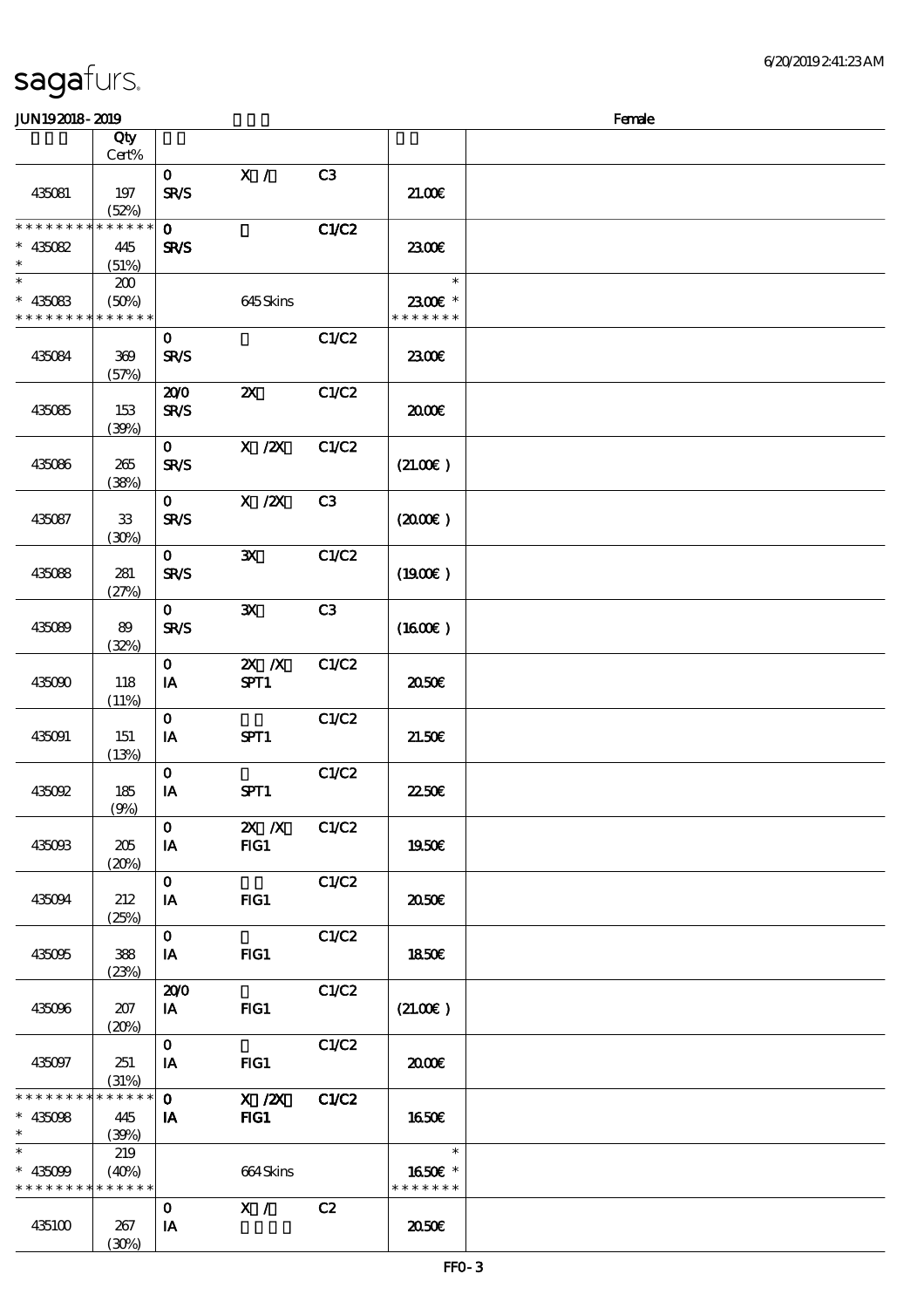sagafurs.

JUN19 2018 - 2019 Female

| | Qty Cert% | | | | | |
|---|---|---|---|---|---|---|
| 435081 | 197 (52%) | 0 SR/S | X / | C3 | 21.00€ | |
| * * * * * * * * * * * * * * 435082 * | 445 (51%) | 0 SR/S | | C1/C2 | 23.00€ | |
| * * 435083 * * * * * * * * * * * * * | 200 (50%) | | 645 Skins | | * 23.00€ * * * * * * * * | |
| 435084 | 369 (57%) | 0 SR/S | | C1/C2 | 23.00€ | |
| 435085 | 153 (39%) | 20/0 SR/S | 2X | C1/C2 | 20.00€ | |
| 435086 | 265 (38%) | 0 SR/S | X /2X | C1/C2 | (21.00€) | |
| 435087 | 33 (30%) | 0 SR/S | X /2X | C3 | (20.00€) | |
| 435088 | 281 (27%) | 0 SR/S | 3X | C1/C2 | (19.00€) | |
| 435089 | 89 (32%) | 0 SR/S | 3X | C3 | (16.00€) | |
| 435090 | 118 (11%) | 0 IA | 2X /X SPT1 | C1/C2 | 20.50€ | |
| 435091 | 151 (13%) | 0 IA | SPT1 | C1/C2 | 21.50€ | |
| 435092 | 185 (9%) | 0 IA | SPT1 | C1/C2 | 22.50€ | |
| 435093 | 205 (20%) | 0 IA | 2X /X FIG1 | C1/C2 | 19.50€ | |
| 435094 | 212 (25%) | 0 IA | FIG1 | C1/C2 | 20.50€ | |
| 435095 | 388 (23%) | 0 IA | FIG1 | C1/C2 | 18.50€ | |
| 435096 | 207 (20%) | 20/0 IA | FIG1 | C1/C2 | (21.00€) | |
| 435097 | 251 (31%) | 0 IA | FIG1 | C1/C2 | 20.00€ | |
| * * * * * * * * * * * * * * 435098 * | 445 (39%) | 0 IA | X /2X FIG1 | C1/C2 | 16.50€ | |
| * * 435099 * * * * * * * * * * * * * | 219 (40%) | | 664 Skins | | * 16.50€ * * * * * * * * | |
| 435100 | 267 (30%) | 0 IA | X / | C2 | 20.50€ | |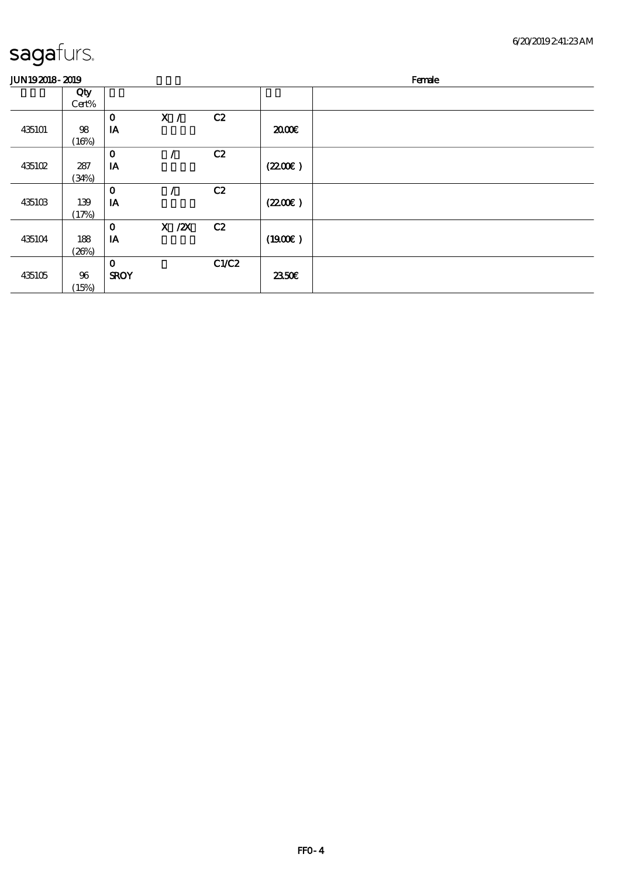# sagafurs.

JUN19 2018 - 2019 Female

| | Qty Cert% | | | | | |
|---|---|---|---|---|---|---|
| 435101 | 98 (16%) | 0 IA | X / | C2 | 20.00€ | |
| 435102 | 287 (34%) | 0 IA | / | C2 | (22.00€ ) | |
| 435103 | 139 (17%) | 0 IA | / | C2 | (22.00€ ) | |
| 435104 | 188 (26%) | 0 IA | X /2X | C2 | (19.00€ ) | |
| 435105 | 96 (15%) | 0 SROY | | C1/C2 | 23.50€ | |

FFO-4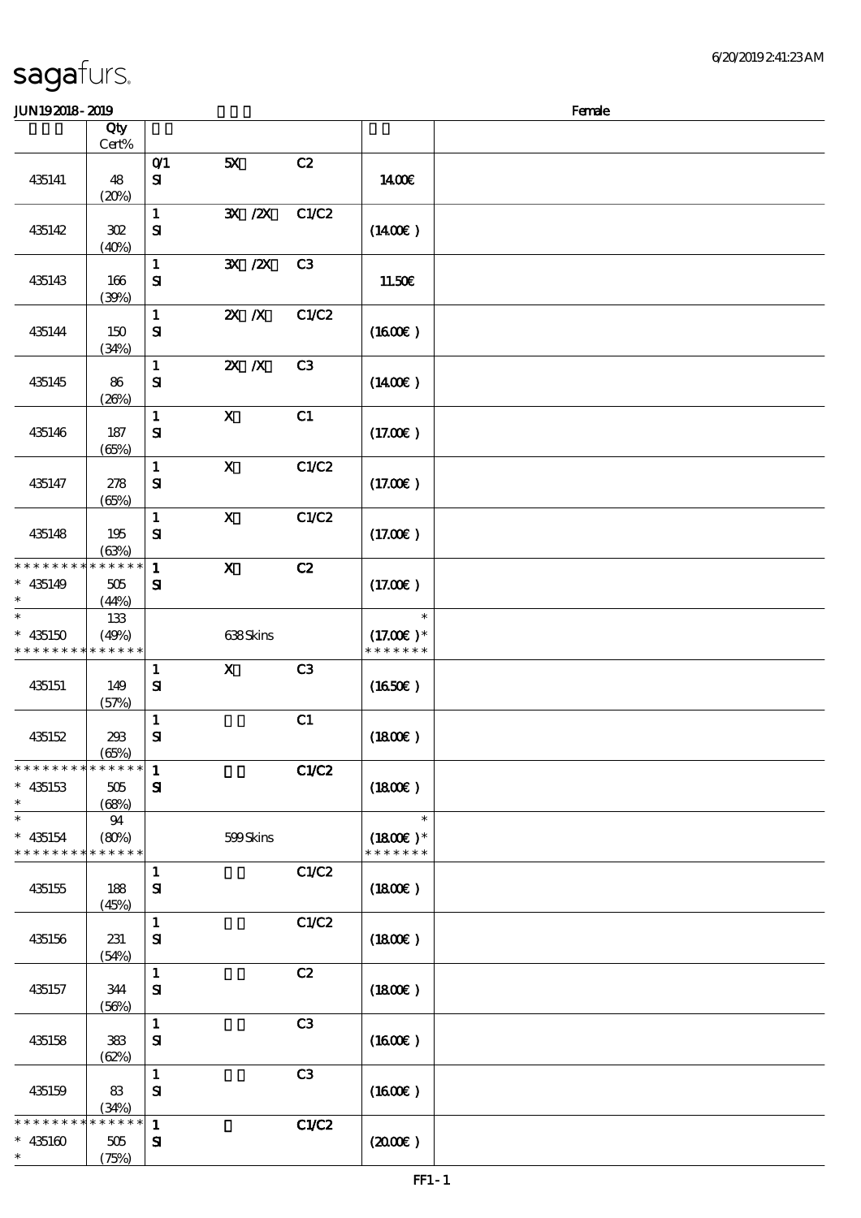sagafurs.

JUN192018-2019 Female

| | Qty Cert% | | | | | |
|---|---|---|---|---|---|---|
| 435141 | 48 (20%) | 0/1 SI | 5X | C2 | 14.00€ | |
| 435142 | 302 (40%) | 1 SI | 3X /2X | C1/C2 | (14.00€) | |
| 435143 | 166 (39%) | 1 SI | 3X /2X | C3 | 11.50€ | |
| 435144 | 150 (34%) | 1 SI | 2X /X | C1/C2 | (16.00€) | |
| 435145 | 86 (26%) | 1 SI | 2X /X | C3 | (14.00€) | |
| 435146 | 187 (65%) | 1 SI | X | C1 | (17.00€) | |
| 435147 | 278 (65%) | 1 SI | X | C1/C2 | (17.00€) | |
| 435148 | 195 (63%) | 1 SI | X | C1/C2 | (17.00€) | |
| * * * * * * * * * * * * * * * 435149 * | 505 (44%) | 1 SI | X | C2 | (17.00€) | |
| * * 435150 * * * * * * * * * * * * * | 133 (49%) | | 638 Skins | | * (17.00€) * * * * * * * * | |
| 435151 | 149 (57%) | 1 SI | X | C3 | (16.50€) | |
| 435152 | 293 (65%) | 1 SI | | C1 | (18.00€) | |
| * * * * * * * * * * * * * * * 435153 * | 505 (68%) | 1 SI | | C1/C2 | (18.00€) | |
| * * 435154 * * * * * * * * * * * * * | 94 (80%) | | 599 Skins | | * (18.00€) * * * * * * * * | |
| 435155 | 188 (45%) | 1 SI | | C1/C2 | (18.00€) | |
| 435156 | 231 (54%) | 1 SI | | C1/C2 | (18.00€) | |
| 435157 | 344 (56%) | 1 SI | | C2 | (18.00€) | |
| 435158 | 383 (62%) | 1 SI | | C3 | (16.00€) | |
| 435159 | 83 (34%) | 1 SI | | C3 | (16.00€) | |
| * * * * * * * * * * * * * * * 435160 * | 505 (75%) | 1 SI | | C1/C2 | (20.00€) | |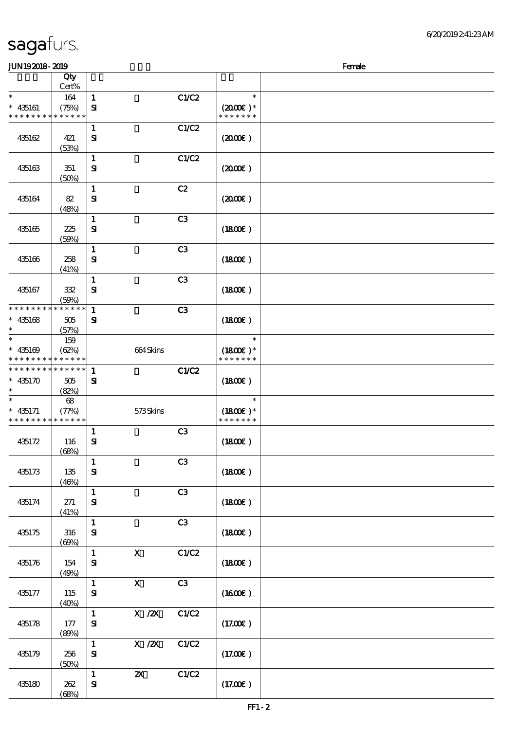# sagafurs.

JUN19 2018 - 2019 — Female

| | Qty Cert% | | | | |
|---|---|---|---|---|---|
| * | 164 | 1 | | C1/C2 | * |
| * 435161 | (75%) | SI | | | (20.00€ )* |
| * * * * * * * * * * * * * * | | | | | * * * * * * * |
| 435162 | 421 (53%) | 1 SI | | C1/C2 | (20.00€ ) |
| 435163 | 351 (50%) | 1 SI | | C1/C2 | (20.00€ ) |
| 435164 | 82 (48%) | 1 SI | | C2 | (20.00€ ) |
| 435165 | 225 (59%) | 1 SI | | C3 | (18.00€ ) |
| 435166 | 258 (41%) | 1 SI | | C3 | (18.00€ ) |
| 435167 | 332 (59%) | 1 SI | | C3 | (18.00€ ) |
| * * * * * * * * * * * * * * | | 1 | | C3 | |
| * 435168 | 505 | SI | | | (18.00€ ) |
| * | (57%) | | | | |
| * | 159 | | | | * |
| * 435169 | (62%) | | 664 Skins | | (18.00€ )* |
| * * * * * * * * * * * * * * | | | | | * * * * * * * |
| * * * * * * * * * * * * * * | | 1 | | C1/C2 | |
| * 435170 | 505 | SI | | | (18.00€ ) |
| * | (82%) | | | | |
| * | 68 | | | | * |
| * 435171 | (77%) | | 573 Skins | | (18.00€ )* |
| * * * * * * * * * * * * * * | | | | | * * * * * * * |
| 435172 | 116 (68%) | 1 SI | | C3 | (18.00€ ) |
| 435173 | 135 (46%) | 1 SI | | C3 | (18.00€ ) |
| 435174 | 271 (41%) | 1 SI | | C3 | (18.00€ ) |
| 435175 | 316 (69%) | 1 SI | | C3 | (18.00€ ) |
| 435176 | 154 (49%) | 1 SI | X | C1/C2 | (18.00€ ) |
| 435177 | 115 (40%) | 1 SI | X | C3 | (16.00€ ) |
| 435178 | 177 (89%) | 1 SI | X /2X | C1/C2 | (17.00€ ) |
| 435179 | 256 (50%) | 1 SI | X /2X | C1/C2 | (17.00€ ) |
| 435180 | 262 (68%) | 1 SI | 2X | C1/C2 | (17.00€ ) |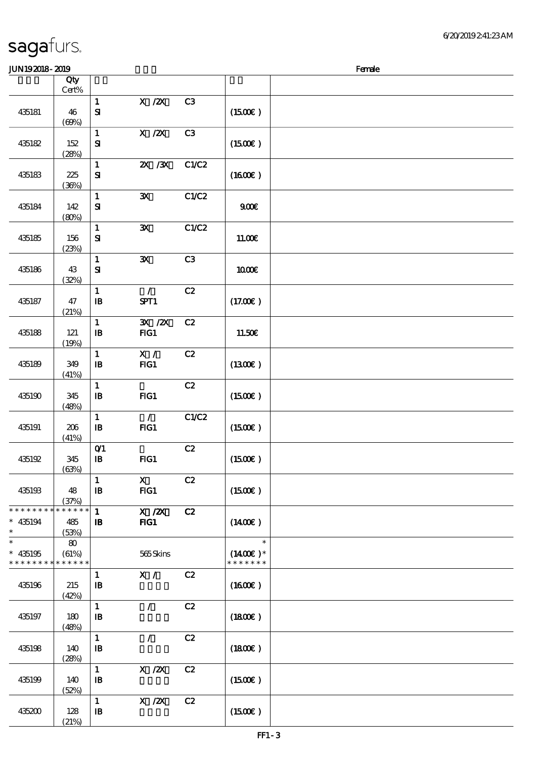sagafurs.

JUN192018-2019 Female

| | Qty Cert% | | | | | |
|---|---|---|---|---|---|---|
| 435181 | 46 (69%) | 1 SI | X /2X | C3 | (15.00€) | |
| 435182 | 152 (28%) | 1 SI | X /2X | C3 | (15.00€) | |
| 435183 | 225 (36%) | 1 SI | 2X /3X | C1/C2 | (16.00€) | |
| 435184 | 142 (80%) | 1 SI | 3X | C1/C2 | 9.00€ | |
| 435185 | 156 (23%) | 1 SI | 3X | C1/C2 | 11.00€ | |
| 435186 | 43 (32%) | 1 SI | 3X | C3 | 10.00€ | |
| 435187 | 47 (21%) | 1 IB | / SPT1 | C2 | (17.00€) | |
| 435188 | 121 (19%) | 1 IB | 3X /2X FIG1 | C2 | 11.50€ | |
| 435189 | 349 (41%) | 1 IB | X / FIG1 | C2 | (13.00€) | |
| 435190 | 345 (48%) | 1 IB | FIG1 | C2 | (15.00€) | |
| 435191 | 206 (41%) | 1 IB | / FIG1 | C1/C2 | (15.00€) | |
| 435192 | 345 (63%) | 0/1 IB | FIG1 | C2 | (15.00€) | |
| 435193 | 48 (37%) | 1 IB | X FIG1 | C2 | (15.00€) | |
| * 435194 * | 485 (53%) | 1 IB | X /2X FIG1 | C2 | (14.00€) | |
| * 435195 * | 80 (61%) | | 565 Skins | | * (14.00€) * | |
| 435196 | 215 (42%) | 1 IB | X / | C2 | (16.00€) | |
| 435197 | 180 (48%) | 1 IB | / | C2 | (18.00€) | |
| 435198 | 140 (28%) | 1 IB | / | C2 | (18.00€) | |
| 435199 | 140 (52%) | 1 IB | X /2X | C2 | (15.00€) | |
| 435200 | 128 (21%) | 1 IB | X /2X | C2 | (15.00€) | |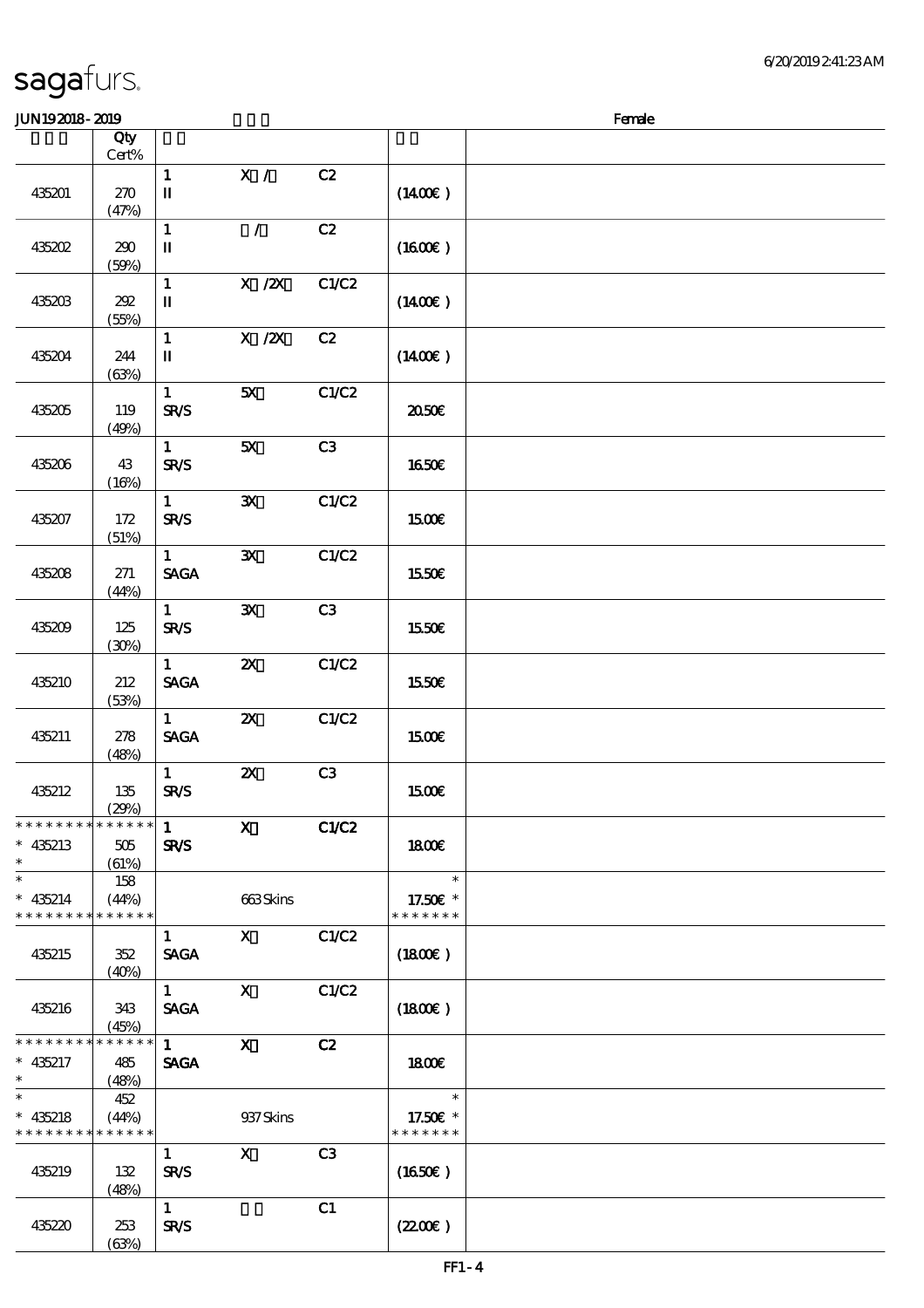sagafurs.

JUN19 2018 - 2019 Female

| | Qty Cert% | | | | | |
|---|---|---|---|---|---|---|
| 435201 | 270 (47%) | 1 II | X / | C2 | (14.00€) | |
| 435202 | 290 (59%) | 1 II | / | C2 | (16.00€) | |
| 435203 | 292 (55%) | 1 II | X /2X | C1/C2 | (14.00€) | |
| 435204 | 244 (63%) | 1 II | X /2X | C2 | (14.00€) | |
| 435205 | 119 (49%) | 1 SR/S | 5X | C1/C2 | 20.50€ | |
| 435206 | 43 (16%) | 1 SR/S | 5X | C3 | 16.50€ | |
| 435207 | 172 (51%) | 1 SR/S | 3X | C1/C2 | 15.00€ | |
| 435208 | 271 (44%) | 1 SAGA | 3X | C1/C2 | 15.50€ | |
| 435209 | 125 (30%) | 1 SR/S | 3X | C3 | 15.50€ | |
| 435210 | 212 (53%) | 1 SAGA | 2X | C1/C2 | 15.50€ | |
| 435211 | 278 (48%) | 1 SAGA | 2X | C1/C2 | 15.00€ | |
| 435212 | 135 (29%) | 1 SR/S | 2X | C3 | 15.00€ | |
| * 435213 * | 505 (61%) | 1 SR/S | X | C1/C2 | 18.00€ | |
| * 435214 * | 158 (44%) | | 663 Skins | | * 17.50€ * | |
| 435215 | 352 (40%) | 1 SAGA | X | C1/C2 | (18.00€) | |
| 435216 | 343 (45%) | 1 SAGA | X | C1/C2 | (18.00€) | |
| * 435217 * | 485 (48%) | 1 SAGA | X | C2 | 18.00€ | |
| * 435218 * | 452 (44%) | | 937 Skins | | * 17.50€ * | |
| 435219 | 132 (48%) | 1 SR/S | X | C3 | (16.50€) | |
| 435220 | 253 (63%) | 1 SR/S | | C1 | (22.00€) | |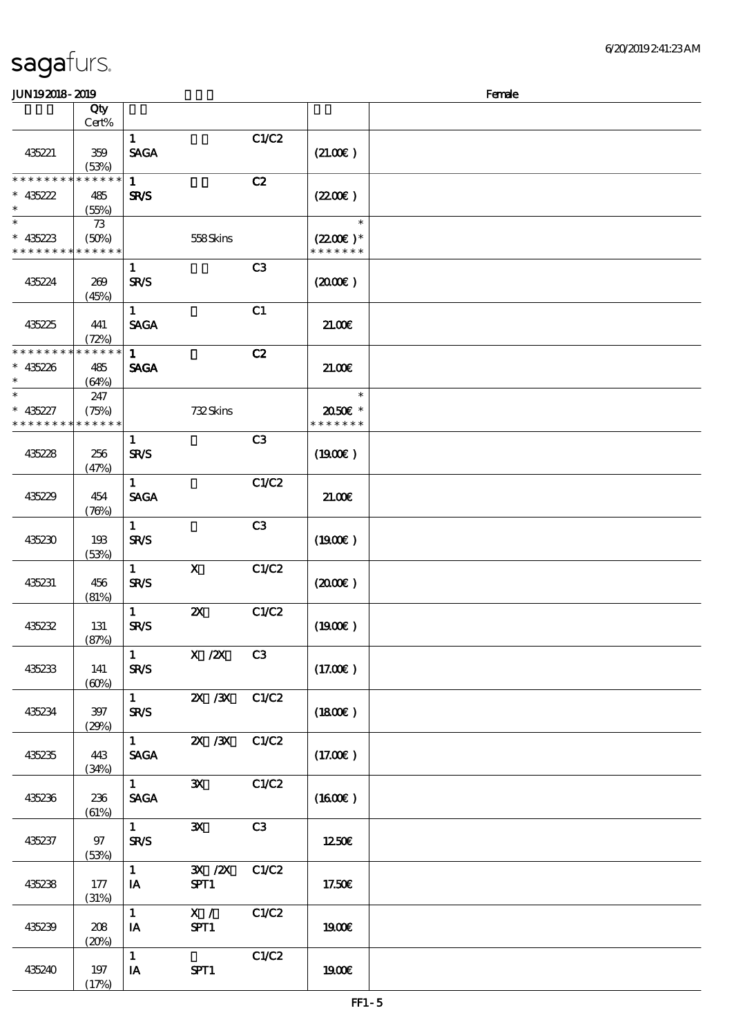# sagafurs.

JUN192018-2019 Female

| | Qty Cert% | | | | |
|---|---|---|---|---|---|
| 435221 | 359 (53%) | 1 SAGA | | C1/C2 | (21.00€) |
| * * * * * * * * * * * * * * 435222 * | 485 (55%) | 1 SR/S | | C2 | (22.00€) |
| * * 435223 * * * * * * * * * * * * * | 73 (50%) | | 558 Skins | | * (22.00€) * * * * * * * * |
| 435224 | 269 (45%) | 1 SR/S | | C3 | (20.00€) |
| 435225 | 441 (72%) | 1 SAGA | | C1 | 21.00€ |
| * * * * * * * * * * * * * * 435226 * | 485 (64%) | 1 SAGA | | C2 | 21.00€ |
| * * 435227 * * * * * * * * * * * * * | 247 (75%) | | 732 Skins | | * 20.50€ * * * * * * * * |
| 435228 | 256 (47%) | 1 SR/S | | C3 | (19.00€) |
| 435229 | 454 (76%) | 1 SAGA | | C1/C2 | 21.00€ |
| 435230 | 193 (53%) | 1 SR/S | | C3 | (19.00€) |
| 435231 | 456 (81%) | 1 SR/S | X | C1/C2 | (20.00€) |
| 435232 | 131 (87%) | 1 SR/S | 2X | C1/C2 | (19.00€) |
| 435233 | 141 (60%) | 1 SR/S | X /2X | C3 | (17.00€) |
| 435234 | 397 (29%) | 1 SR/S | 2X /3X | C1/C2 | (18.00€) |
| 435235 | 443 (34%) | 1 SAGA | 2X /3X | C1/C2 | (17.00€) |
| 435236 | 236 (61%) | 1 SAGA | 3X | C1/C2 | (16.00€) |
| 435237 | 97 (53%) | 1 SR/S | 3X | C3 | 12.50€ |
| 435238 | 177 (31%) | 1 IA | 3X /2X SPT1 | C1/C2 | 17.50€ |
| 435239 | 208 (20%) | 1 IA | X / SPT1 | C1/C2 | 19.00€ |
| 435240 | 197 (17%) | 1 IA | SPT1 | C1/C2 | 19.00€ |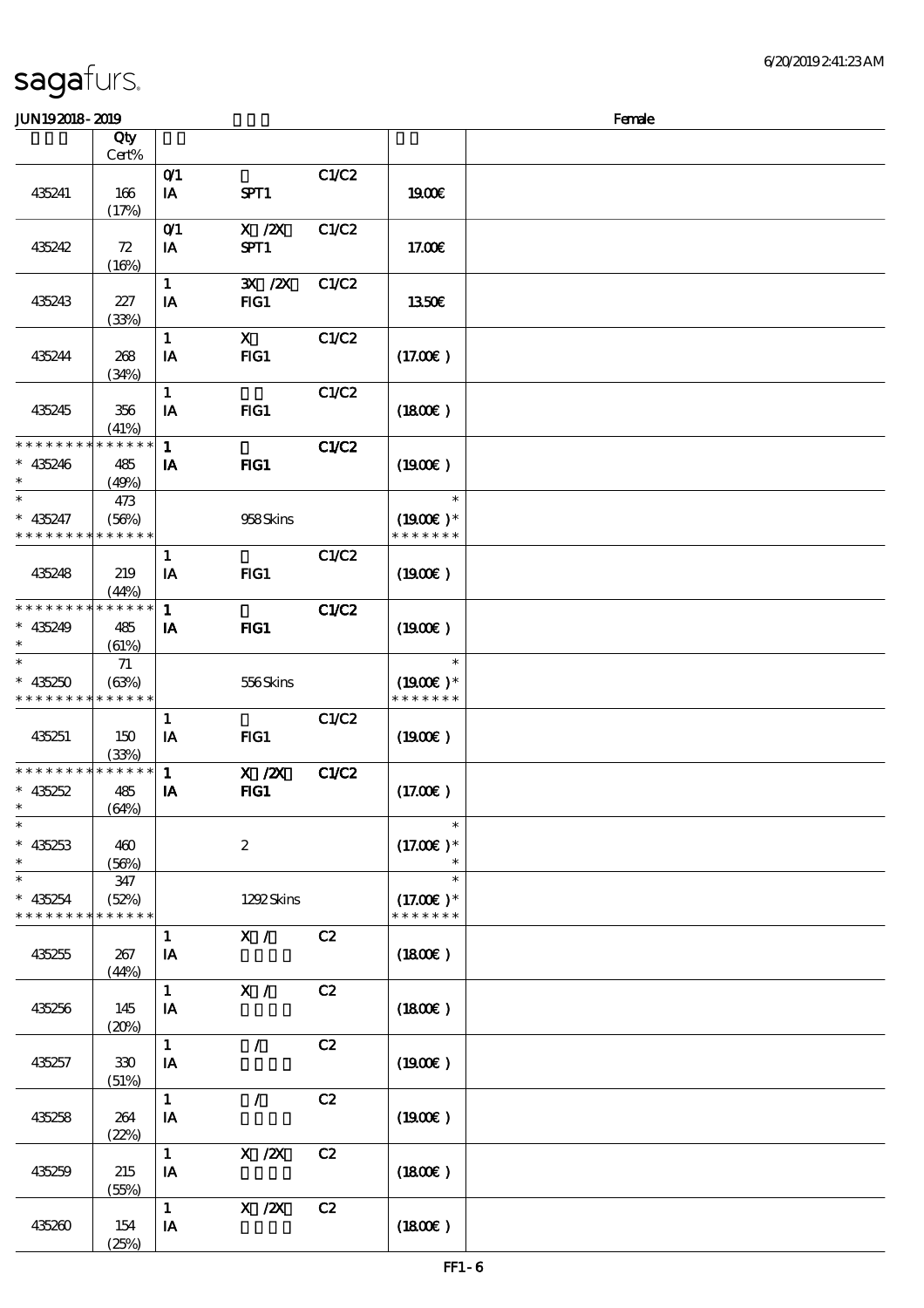sagafurs.

JUN19 2018 - 2019 Female

| | Qty Cert% | | | | | |
|---|---|---|---|---|---|---|
| 435241 | 166 (17%) | 0/1 IA | SPT1 | C1/C2 | 19.00€ | |
| 435242 | 72 (16%) | 0/1 IA | X /2X SPT1 | C1/C2 | 17.00€ | |
| 435243 | 227 (33%) | 1 IA | 3X /2X FIG1 | C1/C2 | 13.50€ | |
| 435244 | 268 (34%) | 1 IA | X FIG1 | C1/C2 | (17.00€ ) | |
| 435245 | 356 (41%) | 1 IA | FIG1 | C1/C2 | (18.00€ ) | |
| * * * * * * * * * * * * * * 435246 * | 485 (49%) | 1 IA | FIG1 | C1/C2 | (19.00€ ) | |
| * * 435247 * * * * * * * * * * * * * * | 473 (56%) | | 958 Skins | | * (19.00€ )* * * * * * * * | |
| 435248 | 219 (44%) | 1 IA | FIG1 | C1/C2 | (19.00€ ) | |
| * * * * * * * * * * * * * * 435249 * | 485 (61%) | 1 IA | FIG1 | C1/C2 | (19.00€ ) | |
| * * 435250 * * * * * * * * * * * * * * | 71 (63%) | | 556 Skins | | * (19.00€ )* * * * * * * * | |
| 435251 | 150 (33%) | 1 IA | FIG1 | C1/C2 | (19.00€ ) | |
| * * * * * * * * * * * * * * 435252 * | 485 (64%) | 1 IA | X /2X FIG1 | C1/C2 | (17.00€ ) | |
| * * 435253 * | 460 (56%) | | 2 | | * (17.00€ )* * | |
| * * 435254 * * * * * * * * * * * * * * | 347 (52%) | | 1292 Skins | | * (17.00€ )* * * * * * * * | |
| 435255 | 267 (44%) | 1 IA | X / | C2 | (18.00€ ) | |
| 435256 | 145 (20%) | 1 IA | X / | C2 | (18.00€ ) | |
| 435257 | 330 (51%) | 1 IA | / | C2 | (19.00€ ) | |
| 435258 | 264 (22%) | 1 IA | / | C2 | (19.00€ ) | |
| 435259 | 215 (55%) | 1 IA | X /2X | C2 | (18.00€ ) | |
| 435260 | 154 (25%) | 1 IA | X /2X | C2 | (18.00€ ) | |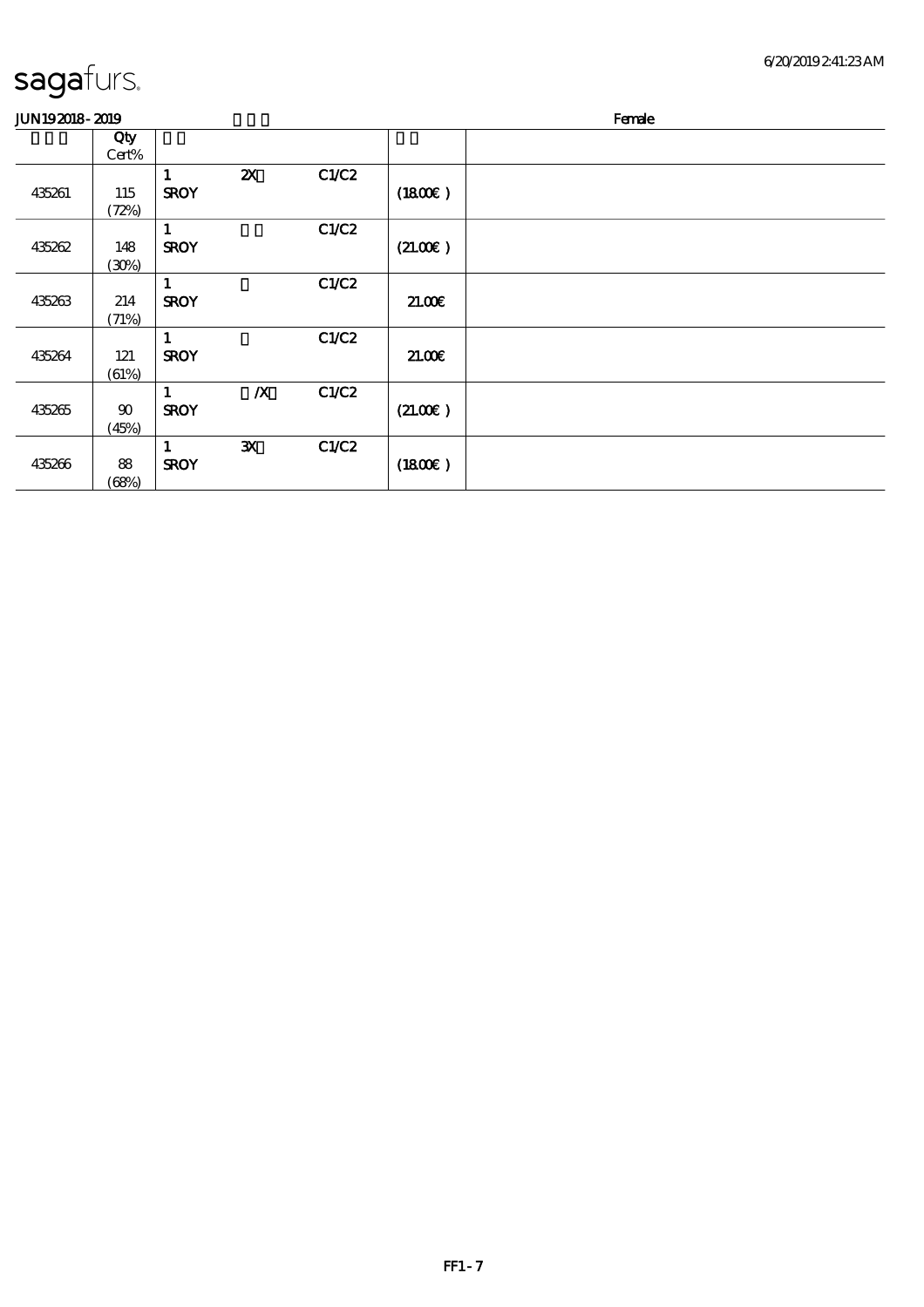sagafurs.

JUN19 2018 - 2019 | | | Female

| | Qty Cert% | | | | | |
|---|---|---|---|---|---|---|
| 435261 | 115 (72%) | 1 SROY | 2X | C1/C2 | (18.00€ ) | |
| 435262 | 148 (30%) | 1 SROY | | C1/C2 | (21.00€ ) | |
| 435263 | 214 (71%) | 1 SROY | | C1/C2 | 21.00€ | |
| 435264 | 121 (61%) | 1 SROY | | C1/C2 | 21.00€ | |
| 435265 | 90 (45%) | 1 SROY | /X | C1/C2 | (21.00€ ) | |
| 435266 | 88 (68%) | 1 SROY | 3X | C1/C2 | (18.00€ ) | |

FF1-7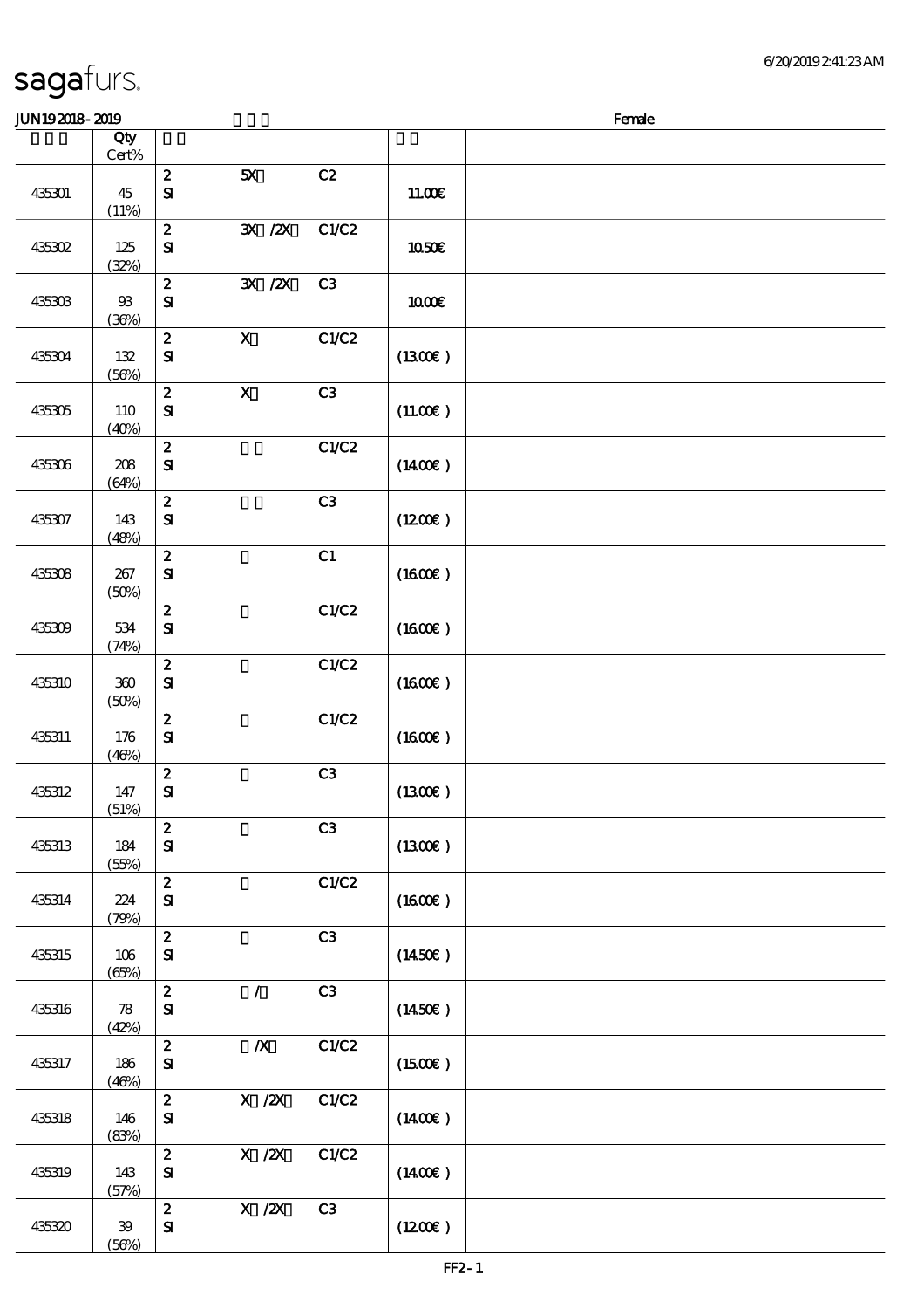# sagafurs.

JUN19 2018 - 2019 Female

| | Qty Cert% | | | | | |
|---|---|---|---|---|---|---|
| 435301 | 45 (11%) | 2 SI | 5X | C2 | 11.00€ | |
| 435302 | 125 (32%) | 2 SI | 3X /2X | C1/C2 | 10.50€ | |
| 435303 | 93 (36%) | 2 SI | 3X /2X | C3 | 10.00€ | |
| 435304 | 132 (56%) | 2 SI | X | C1/C2 | (13.00€ ) | |
| 435305 | 110 (40%) | 2 SI | X | C3 | (11.00€ ) | |
| 435306 | 208 (64%) | 2 SI | | C1/C2 | (14.00€ ) | |
| 435307 | 143 (48%) | 2 SI | | C3 | (12.00€ ) | |
| 435308 | 267 (50%) | 2 SI | | C1 | (16.00€ ) | |
| 435309 | 534 (74%) | 2 SI | | C1/C2 | (16.00€ ) | |
| 435310 | 360 (50%) | 2 SI | | C1/C2 | (16.00€ ) | |
| 435311 | 176 (46%) | 2 SI | | C1/C2 | (16.00€ ) | |
| 435312 | 147 (51%) | 2 SI | | C3 | (13.00€ ) | |
| 435313 | 184 (55%) | 2 SI | | C3 | (13.00€ ) | |
| 435314 | 224 (79%) | 2 SI | | C1/C2 | (16.00€ ) | |
| 435315 | 106 (65%) | 2 SI | | C3 | (14.50€ ) | |
| 435316 | 78 (42%) | 2 SI | / | C3 | (14.50€ ) | |
| 435317 | 186 (46%) | 2 SI | /X | C1/C2 | (15.00€ ) | |
| 435318 | 146 (83%) | 2 SI | X /2X | C1/C2 | (14.00€ ) | |
| 435319 | 143 (57%) | 2 SI | X /2X | C1/C2 | (14.00€ ) | |
| 435320 | 39 (56%) | 2 SI | X /2X | C3 | (12.00€ ) | |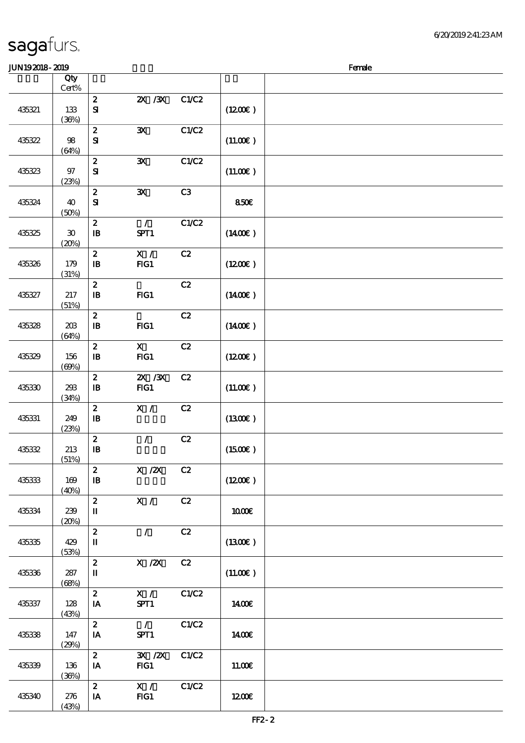# sagafurs.

JUN192018 - 2019 Female

| | Qty Cert% | | | | | |
|---|---|---|---|---|---|---|
| 435321 | 133 (36%) | 2 SI | 2X /3X | C1/C2 | (12.00€) | |
| 435322 | 98 (64%) | 2 SI | 3X | C1/C2 | (11.00€) | |
| 435323 | 97 (23%) | 2 SI | 3X | C1/C2 | (11.00€) | |
| 435324 | 40 (50%) | 2 SI | 3X | C3 | 8.50€ | |
| 435325 | 30 (20%) | 2 IB | / SPT1 | C1/C2 | (14.00€) | |
| 435326 | 179 (31%) | 2 IB | X / FIG1 | C2 | (12.00€) | |
| 435327 | 217 (51%) | 2 IB | FIG1 | C2 | (14.00€) | |
| 435328 | 203 (64%) | 2 IB | FIG1 | C2 | (14.00€) | |
| 435329 | 156 (69%) | 2 IB | X FIG1 | C2 | (12.00€) | |
| 435330 | 293 (34%) | 2 IB | 2X /3X FIG1 | C2 | (11.00€) | |
| 435331 | 249 (23%) | 2 IB | X / | C2 | (13.00€) | |
| 435332 | 213 (51%) | 2 IB | / | C2 | (15.00€) | |
| 435333 | 169 (40%) | 2 IB | X /2X | C2 | (12.00€) | |
| 435334 | 239 (20%) | 2 II | X / | C2 | 10.00€ | |
| 435335 | 429 (53%) | 2 II | / | C2 | (13.00€) | |
| 435336 | 287 (68%) | 2 II | X /2X | C2 | (11.00€) | |
| 435337 | 128 (43%) | 2 IA | X / SPT1 | C1/C2 | 14.00€ | |
| 435338 | 147 (29%) | 2 IA | / SPT1 | C1/C2 | 14.00€ | |
| 435339 | 136 (36%) | 2 IA | 3X /2X FIG1 | C1/C2 | 11.00€ | |
| 435340 | 276 (43%) | 2 IA | X / FIG1 | C1/C2 | 12.00€ | |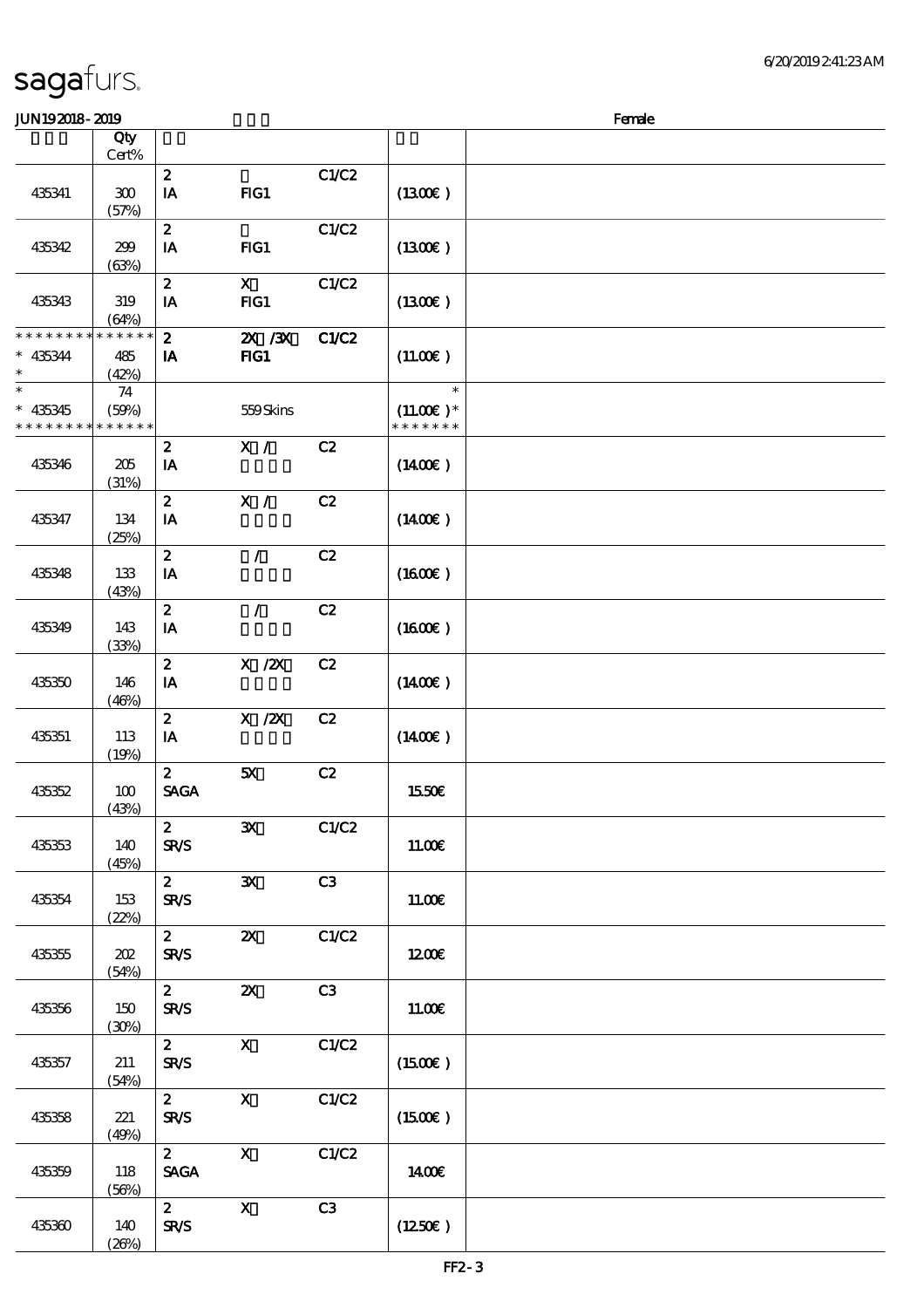# sagafurs.

JUN192018 - 2019 Female

| | Qty Cert% | | | | | |
|---|---|---|---|---|---|---|
| 435341 | 300 (57%) | 2 IA | FIG1 | C1/C2 | (13.00€) | |
| 435342 | 299 (63%) | 2 IA | FIG1 | C1/C2 | (13.00€) | |
| 435343 | 319 (64%) | 2 IA | X FIG1 | C1/C2 | (13.00€) | |
| * * * * * * * * * * * * * * * 435344 * | 485 (42%) | 2 IA | 2X /3X FIG1 | C1/C2 | (11.00€) | |
| * * 435345 * * * * * * * * * * * * * * | 74 (59%) | | 559 Skins | | * (11.00€) * * * * * * * * | |
| 435346 | 205 (31%) | 2 IA | X / | C2 | (14.00€) | |
| 435347 | 134 (25%) | 2 IA | X / | C2 | (14.00€) | |
| 435348 | 133 (43%) | 2 IA | / | C2 | (16.00€) | |
| 435349 | 143 (33%) | 2 IA | / | C2 | (16.00€) | |
| 435350 | 146 (46%) | 2 IA | X /2X | C2 | (14.00€) | |
| 435351 | 113 (19%) | 2 IA | X /2X | C2 | (14.00€) | |
| 435352 | 100 (43%) | 2 SAGA | 5X | C2 | 15.50€ | |
| 435353 | 140 (45%) | 2 SR/S | 3X | C1/C2 | 11.00€ | |
| 435354 | 153 (22%) | 2 SR/S | 3X | C3 | 11.00€ | |
| 435355 | 202 (54%) | 2 SR/S | 2X | C1/C2 | 12.00€ | |
| 435356 | 150 (30%) | 2 SR/S | 2X | C3 | 11.00€ | |
| 435357 | 211 (54%) | 2 SR/S | X | C1/C2 | (15.00€) | |
| 435358 | 221 (49%) | 2 SR/S | X | C1/C2 | (15.00€) | |
| 435359 | 118 (56%) | 2 SAGA | X | C1/C2 | 14.00€ | |
| 435360 | 140 (26%) | 2 SR/S | X | C3 | (12.50€) | |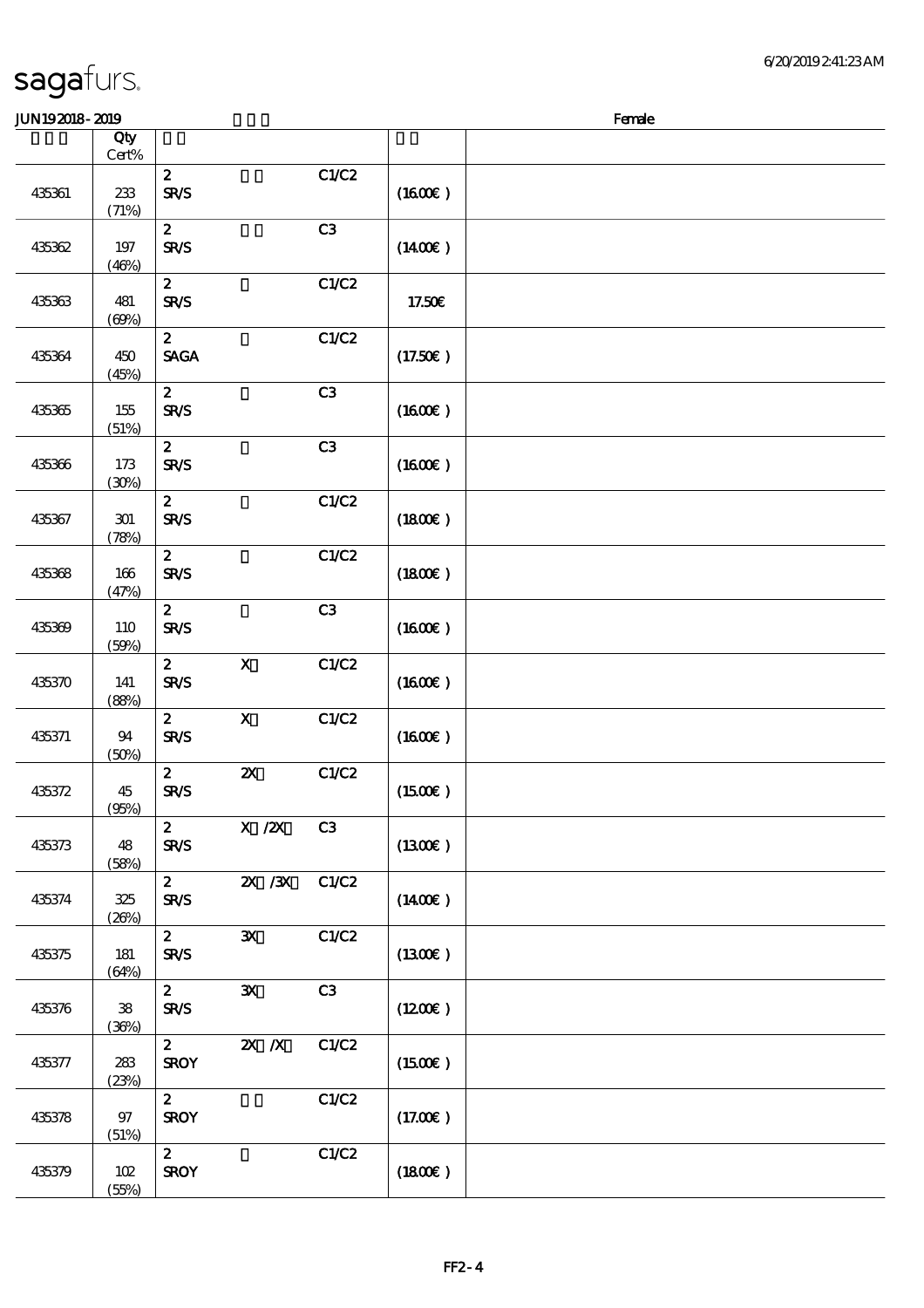sagafurs.

JUN19 2018 - 2019 Female

| | Qty Cert% | | | | | |
|---|---|---|---|---|---|---|
| 435361 | 233 (71%) | 2 SR/S | | C1/C2 | (16.00€) | |
| 435362 | 197 (46%) | 2 SR/S | | C3 | (14.00€) | |
| 435363 | 481 (69%) | 2 SR/S | | C1/C2 | 17.50€ | |
| 435364 | 450 (45%) | 2 SAGA | | C1/C2 | (17.50€) | |
| 435365 | 155 (51%) | 2 SR/S | | C3 | (16.00€) | |
| 435366 | 173 (30%) | 2 SR/S | | C3 | (16.00€) | |
| 435367 | 301 (78%) | 2 SR/S | | C1/C2 | (18.00€) | |
| 435368 | 166 (47%) | 2 SR/S | | C1/C2 | (18.00€) | |
| 435369 | 110 (59%) | 2 SR/S | | C3 | (16.00€) | |
| 435370 | 141 (88%) | 2 SR/S | X | C1/C2 | (16.00€) | |
| 435371 | 94 (50%) | 2 SR/S | X | C1/C2 | (16.00€) | |
| 435372 | 45 (95%) | 2 SR/S | 2X | C1/C2 | (15.00€) | |
| 435373 | 48 (58%) | 2 SR/S | X /2X | C3 | (13.00€) | |
| 435374 | 325 (26%) | 2 SR/S | 2X /3X | C1/C2 | (14.00€) | |
| 435375 | 181 (64%) | 2 SR/S | 3X | C1/C2 | (13.00€) | |
| 435376 | 38 (36%) | 2 SR/S | 3X | C3 | (12.00€) | |
| 435377 | 283 (23%) | 2 SROY | 2X /X | C1/C2 | (15.00€) | |
| 435378 | 97 (51%) | 2 SROY | | C1/C2 | (17.00€) | |
| 435379 | 102 (55%) | 2 SROY | | C1/C2 | (18.00€) | |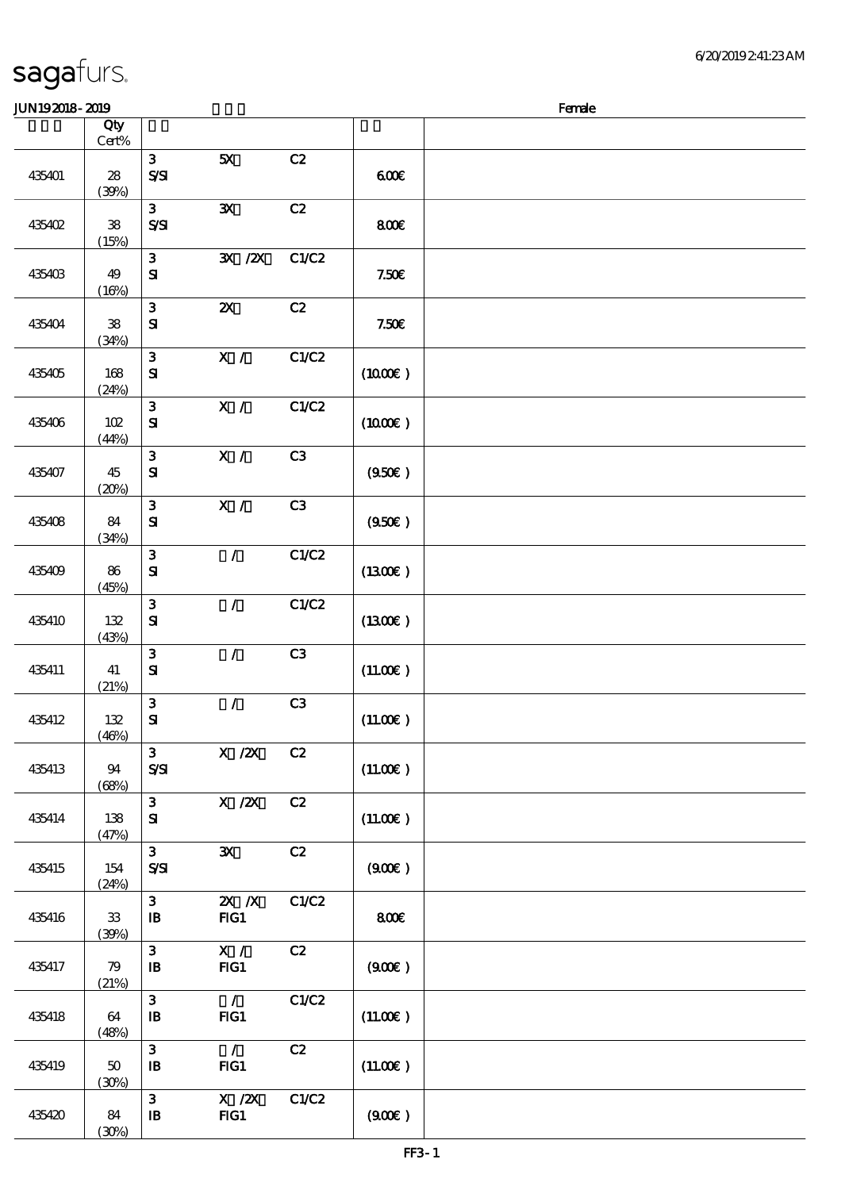sagafurs.

JUN19 2018 - 2019 Female

| | Qty Cert% | | | | | |
|---|---|---|---|---|---|---|
| 435401 | 28 (39%) | 3 S/SI | 5X | C2 | 6.00€ | |
| 435402 | 38 (15%) | 3 S/SI | 3X | C2 | 8.00€ | |
| 435403 | 49 (16%) | 3 SI | 3X /2X | C1/C2 | 7.50€ | |
| 435404 | 38 (34%) | 3 SI | 2X | C2 | 7.50€ | |
| 435405 | 168 (24%) | 3 SI | X / | C1/C2 | (10.00€ ) | |
| 435406 | 102 (44%) | 3 SI | X / | C1/C2 | (10.00€ ) | |
| 435407 | 45 (20%) | 3 SI | X / | C3 | (9.50€ ) | |
| 435408 | 84 (34%) | 3 SI | X / | C3 | (9.50€ ) | |
| 435409 | 86 (45%) | 3 SI | / | C1/C2 | (13.00€ ) | |
| 435410 | 132 (43%) | 3 SI | / | C1/C2 | (13.00€ ) | |
| 435411 | 41 (21%) | 3 SI | / | C3 | (11.00€ ) | |
| 435412 | 132 (46%) | 3 SI | / | C3 | (11.00€ ) | |
| 435413 | 94 (68%) | 3 S/SI | X /2X | C2 | (11.00€ ) | |
| 435414 | 138 (47%) | 3 SI | X /2X | C2 | (11.00€ ) | |
| 435415 | 154 (24%) | 3 S/SI | 3X | C2 | (9.00€ ) | |
| 435416 | 33 (39%) | 3 IB | 2X /X FIG1 | C1/C2 | 8.00€ | |
| 435417 | 79 (21%) | 3 IB | X / FIG1 | C2 | (9.00€ ) | |
| 435418 | 64 (48%) | 3 IB | / FIG1 | C1/C2 | (11.00€ ) | |
| 435419 | 50 (30%) | 3 IB | / FIG1 | C2 | (11.00€ ) | |
| 435420 | 84 (30%) | 3 IB | X /2X FIG1 | C1/C2 | (9.00€ ) | |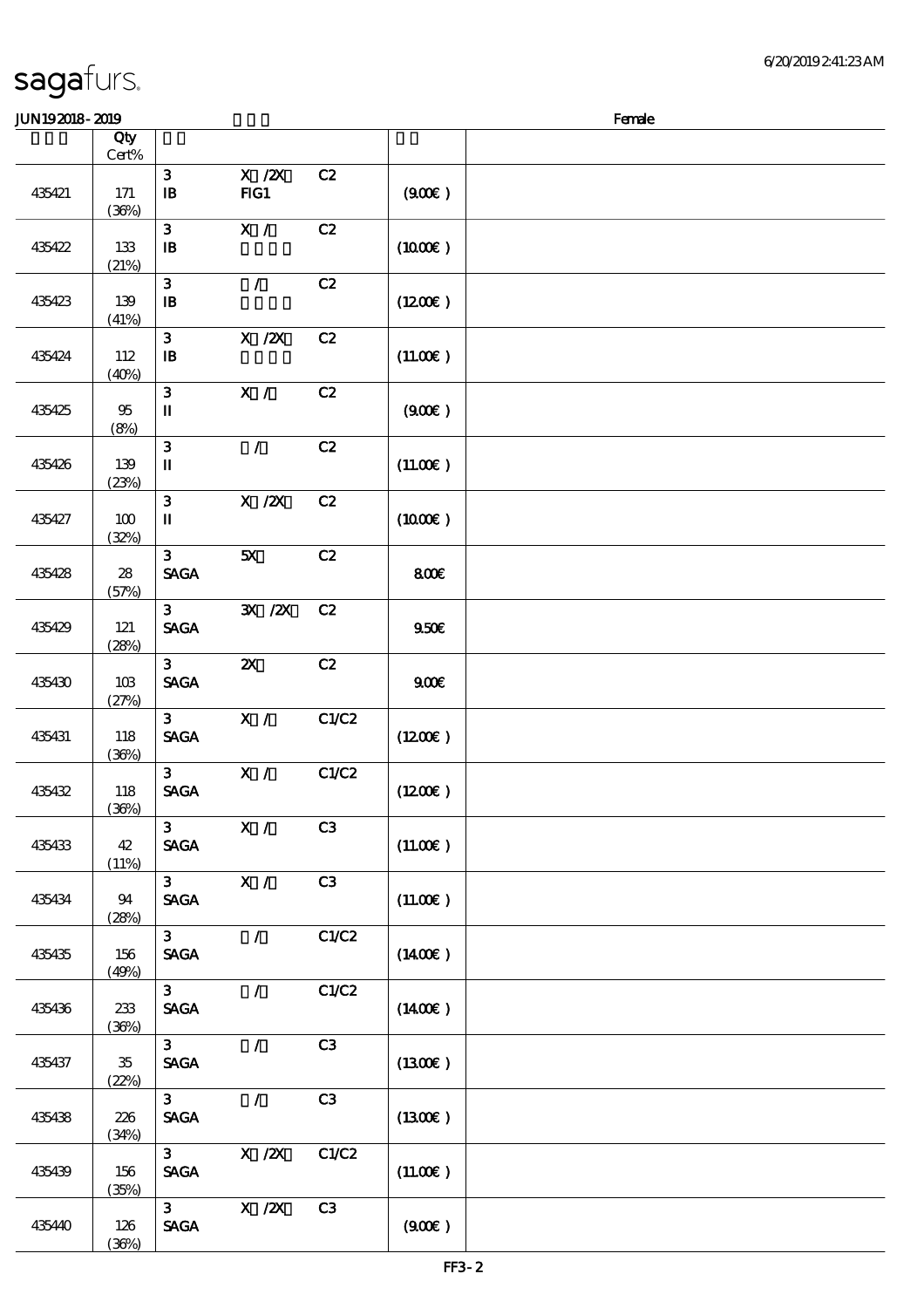sagafurs.

JUN19 2018 - 2019 Female

| | Qty Cert% | | | | | |
|---|---|---|---|---|---|---|
| 435421 | 171 (36%) | 3 IB | X /2X FIG1 | C2 | (9.00€) | |
| 435422 | 133 (21%) | 3 IB | X / | C2 | (10.00€) | |
| 435423 | 139 (41%) | 3 IB | / | C2 | (12.00€) | |
| 435424 | 112 (40%) | 3 IB | X /2X | C2 | (11.00€) | |
| 435425 | 95 (8%) | 3 II | X / | C2 | (9.00€) | |
| 435426 | 139 (23%) | 3 II | / | C2 | (11.00€) | |
| 435427 | 100 (32%) | 3 II | X /2X | C2 | (10.00€) | |
| 435428 | 28 (57%) | 3 SAGA | 5X | C2 | 8.00€ | |
| 435429 | 121 (28%) | 3 SAGA | 3X /2X | C2 | 9.50€ | |
| 435430 | 103 (27%) | 3 SAGA | 2X | C2 | 9.00€ | |
| 435431 | 118 (36%) | 3 SAGA | X / | C1/C2 | (12.00€) | |
| 435432 | 118 (36%) | 3 SAGA | X / | C1/C2 | (12.00€) | |
| 435433 | 42 (11%) | 3 SAGA | X / | C3 | (11.00€) | |
| 435434 | 94 (28%) | 3 SAGA | X / | C3 | (11.00€) | |
| 435435 | 156 (49%) | 3 SAGA | / | C1/C2 | (14.00€) | |
| 435436 | 233 (36%) | 3 SAGA | / | C1/C2 | (14.00€) | |
| 435437 | 35 (22%) | 3 SAGA | / | C3 | (13.00€) | |
| 435438 | 226 (34%) | 3 SAGA | / | C3 | (13.00€) | |
| 435439 | 156 (35%) | 3 SAGA | X /2X | C1/C2 | (11.00€) | |
| 435440 | 126 (36%) | 3 SAGA | X /2X | C3 | (9.00€) | |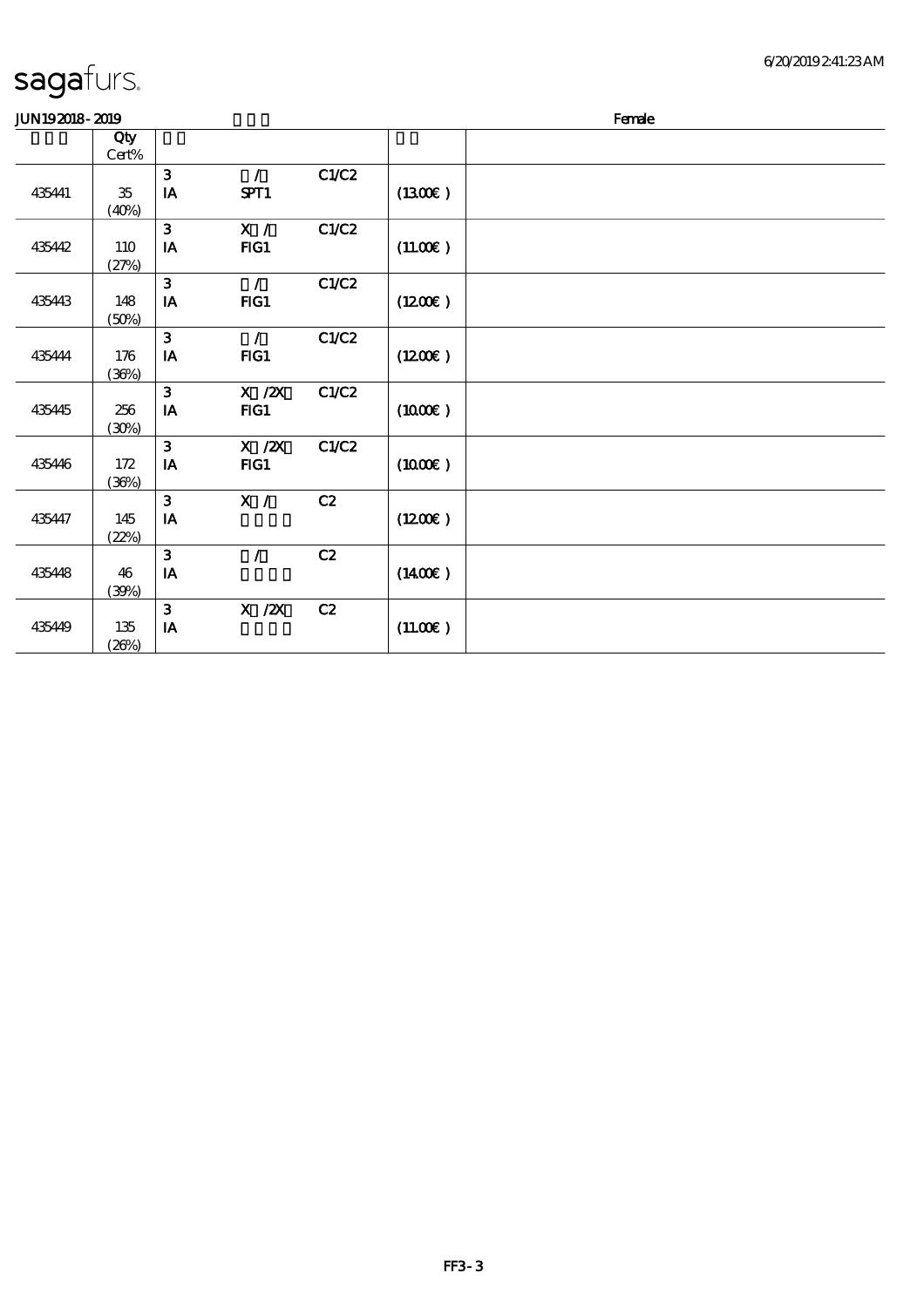sagafurs.

JUN19 2018 - 2019 Female

| | Qty<br>Cert% | | | | | |
|---|---|---|---|---|---|---|
| 435441 | 35<br>(40%) | 3<br>IA | /<br>SPT1 | C1/C2 | (13.00€) | |
| 435442 | 110<br>(27%) | 3<br>IA | X /<br>FIG1 | C1/C2 | (11.00€) | |
| 435443 | 148<br>(50%) | 3<br>IA | /<br>FIG1 | C1/C2 | (12.00€) | |
| 435444 | 176<br>(36%) | 3<br>IA | /<br>FIG1 | C1/C2 | (12.00€) | |
| 435445 | 256<br>(30%) | 3<br>IA | X /2X<br>FIG1 | C1/C2 | (10.00€) | |
| 435446 | 172<br>(36%) | 3<br>IA | X /2X<br>FIG1 | C1/C2 | (10.00€) | |
| 435447 | 145<br>(22%) | 3<br>IA | X / | C2 | (12.00€) | |
| 435448 | 46<br>(39%) | 3<br>IA | / | C2 | (14.00€) | |
| 435449 | 135<br>(26%) | 3<br>IA | X /2X | C2 | (11.00€) | |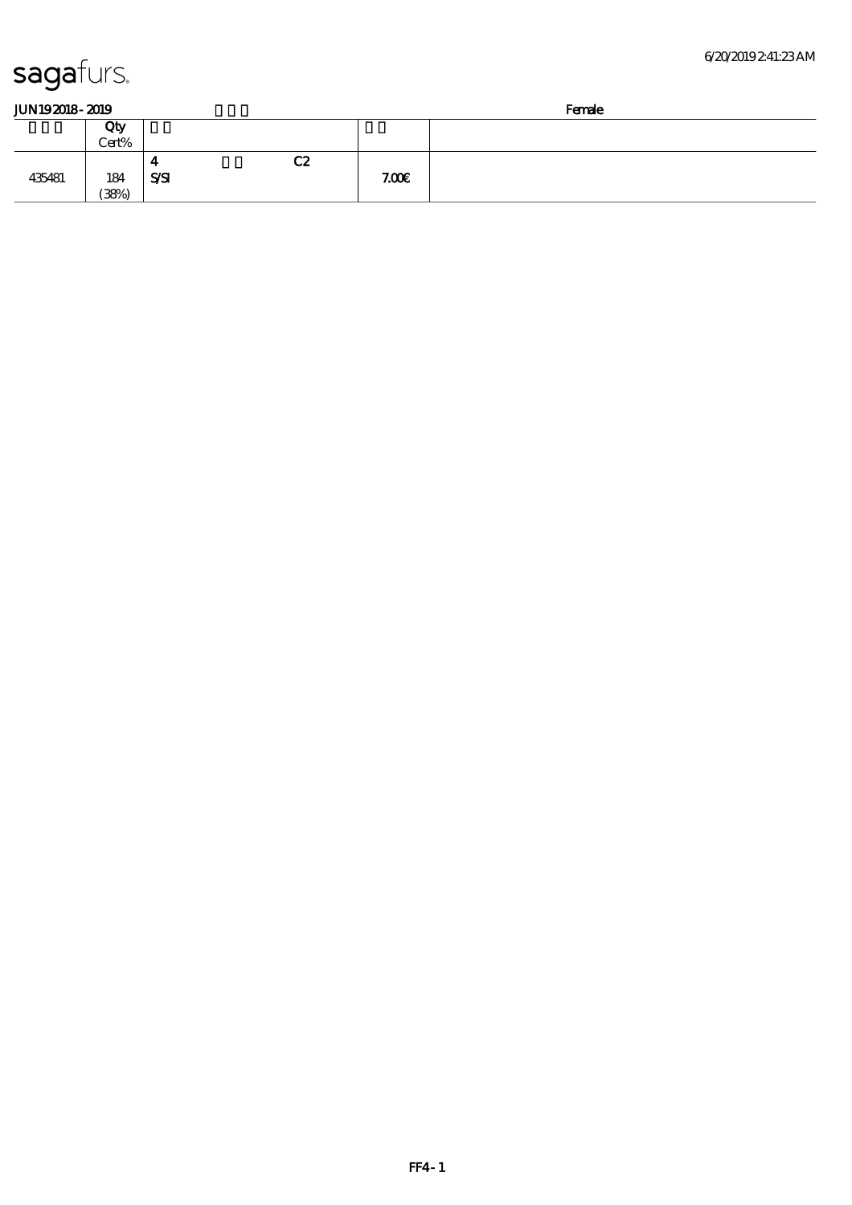**JUN19 2018 - 2019** **Female**

| | Qty Cert% | | | |
|---|---|---|---|---|
| 435481 | 184 (38%) | 4 C2 S/SI | 7.00€ | |

FF4 - 1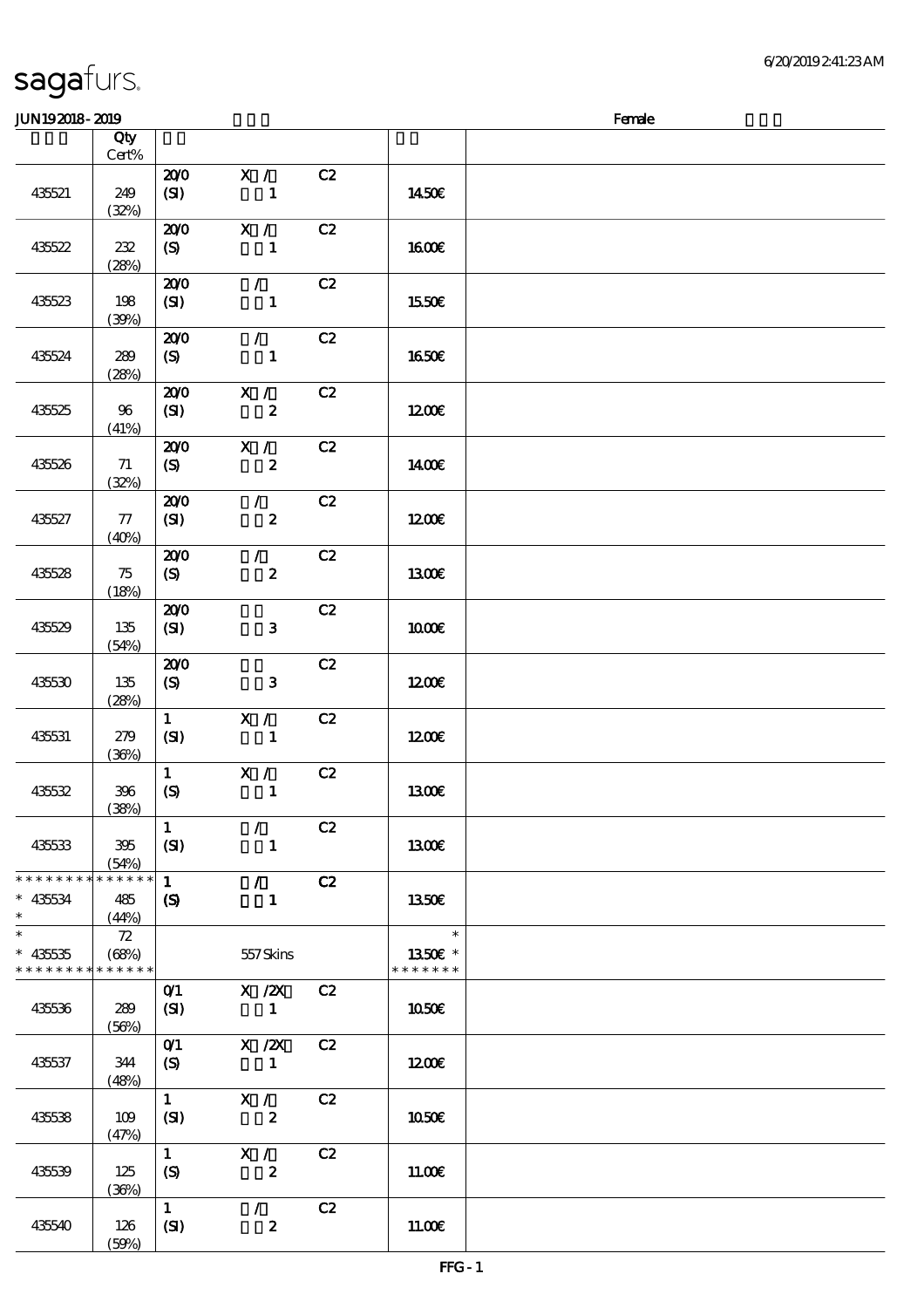sagafurs.

JUN19 2018 - 2019 Female

| | Qty Cert% | | | | | |
|---|---|---|---|---|---|---|
| 435521 | 249 (32%) | 20/0 (SI) | X / 1 | C2 | 14.50€ | |
| 435522 | 232 (28%) | 20/0 (S) | X / 1 | C2 | 16.00€ | |
| 435523 | 198 (39%) | 20/0 (SI) | / 1 | C2 | 15.50€ | |
| 435524 | 289 (28%) | 20/0 (S) | / 1 | C2 | 16.50€ | |
| 435525 | 96 (41%) | 20/0 (SI) | X / 2 | C2 | 12.00€ | |
| 435526 | 71 (32%) | 20/0 (S) | X / 2 | C2 | 14.00€ | |
| 435527 | 77 (40%) | 20/0 (SI) | / 2 | C2 | 12.00€ | |
| 435528 | 75 (18%) | 20/0 (S) | / 2 | C2 | 13.00€ | |
| 435529 | 135 (54%) | 20/0 (SI) | 3 | C2 | 10.00€ | |
| 435530 | 135 (28%) | 20/0 (S) | 3 | C2 | 12.00€ | |
| 435531 | 279 (36%) | 1 (SI) | X / 1 | C2 | 12.00€ | |
| 435532 | 396 (38%) | 1 (S) | X / 1 | C2 | 13.00€ | |
| 435533 | 395 (54%) | 1 (SI) | / 1 | C2 | 13.00€ | |
| * 435534 * | 485 (44%) | 1 (S) | / 1 | C2 | 13.50€ | |
| * 435535 * | 72 (68%) | | 557 Skins | | * 13.50€ * | |
| 435536 | 289 (56%) | 0/1 (SI) | X / 2X 1 | C2 | 10.50€ | |
| 435537 | 344 (48%) | 0/1 (S) | X / 2X 1 | C2 | 12.00€ | |
| 435538 | 109 (47%) | 1 (SI) | X / 2 | C2 | 10.50€ | |
| 435539 | 125 (36%) | 1 (S) | X / 2 | C2 | 11.00€ | |
| 435540 | 126 (59%) | 1 (SI) | / 2 | C2 | 11.00€ | |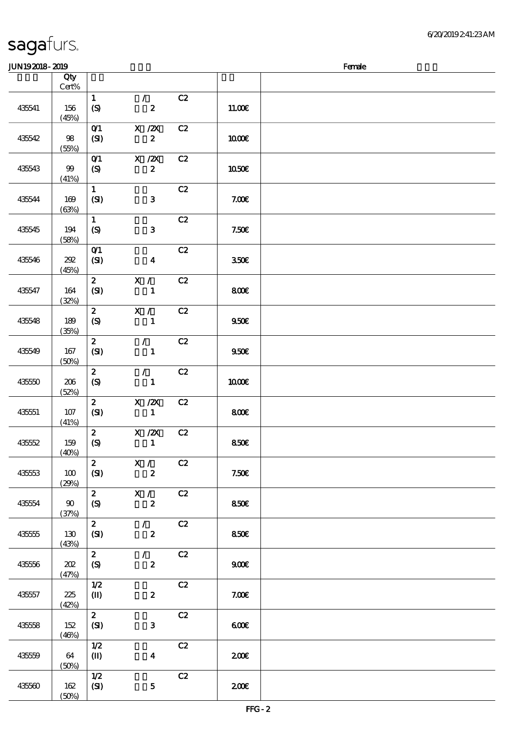sagafurs.

JUN19 2018 - 2019 Female

| | Qty Cert% | | | | |
|---|---|---|---|---|---|
| 435541 | 156 (45%) | 1 (S) | / 2 | C2 | 11.00€ |
| 435542 | 98 (55%) | 0/1 (SI) | X /2X 2 | C2 | 10.00€ |
| 435543 | 99 (41%) | 0/1 (S) | X /2X 2 | C2 | 10.50€ |
| 435544 | 169 (63%) | 1 (SI) | 3 | C2 | 7.00€ |
| 435545 | 194 (58%) | 1 (S) | 3 | C2 | 7.50€ |
| 435546 | 292 (45%) | 0/1 (SI) | 4 | C2 | 3.50€ |
| 435547 | 164 (32%) | 2 (SI) | X / 1 | C2 | 8.00€ |
| 435548 | 189 (35%) | 2 (S) | X / 1 | C2 | 9.50€ |
| 435549 | 167 (50%) | 2 (SI) | / 1 | C2 | 9.50€ |
| 435550 | 206 (52%) | 2 (S) | / 1 | C2 | 10.00€ |
| 435551 | 107 (41%) | 2 (SI) | X /2X 1 | C2 | 8.00€ |
| 435552 | 159 (40%) | 2 (S) | X /2X 1 | C2 | 8.50€ |
| 435553 | 100 (29%) | 2 (SI) | X / 2 | C2 | 7.50€ |
| 435554 | 90 (37%) | 2 (S) | X / 2 | C2 | 8.50€ |
| 435555 | 130 (43%) | 2 (SI) | / 2 | C2 | 8.50€ |
| 435556 | 202 (47%) | 2 (S) | / 2 | C2 | 9.00€ |
| 435557 | 225 (42%) | 1/2 (II) | 2 | C2 | 7.00€ |
| 435558 | 152 (46%) | 2 (SI) | 3 | C2 | 6.00€ |
| 435559 | 64 (50%) | 1/2 (II) | 4 | C2 | 2.00€ |
| 435560 | 162 (50%) | 1/2 (SI) | 5 | C2 | 2.00€ |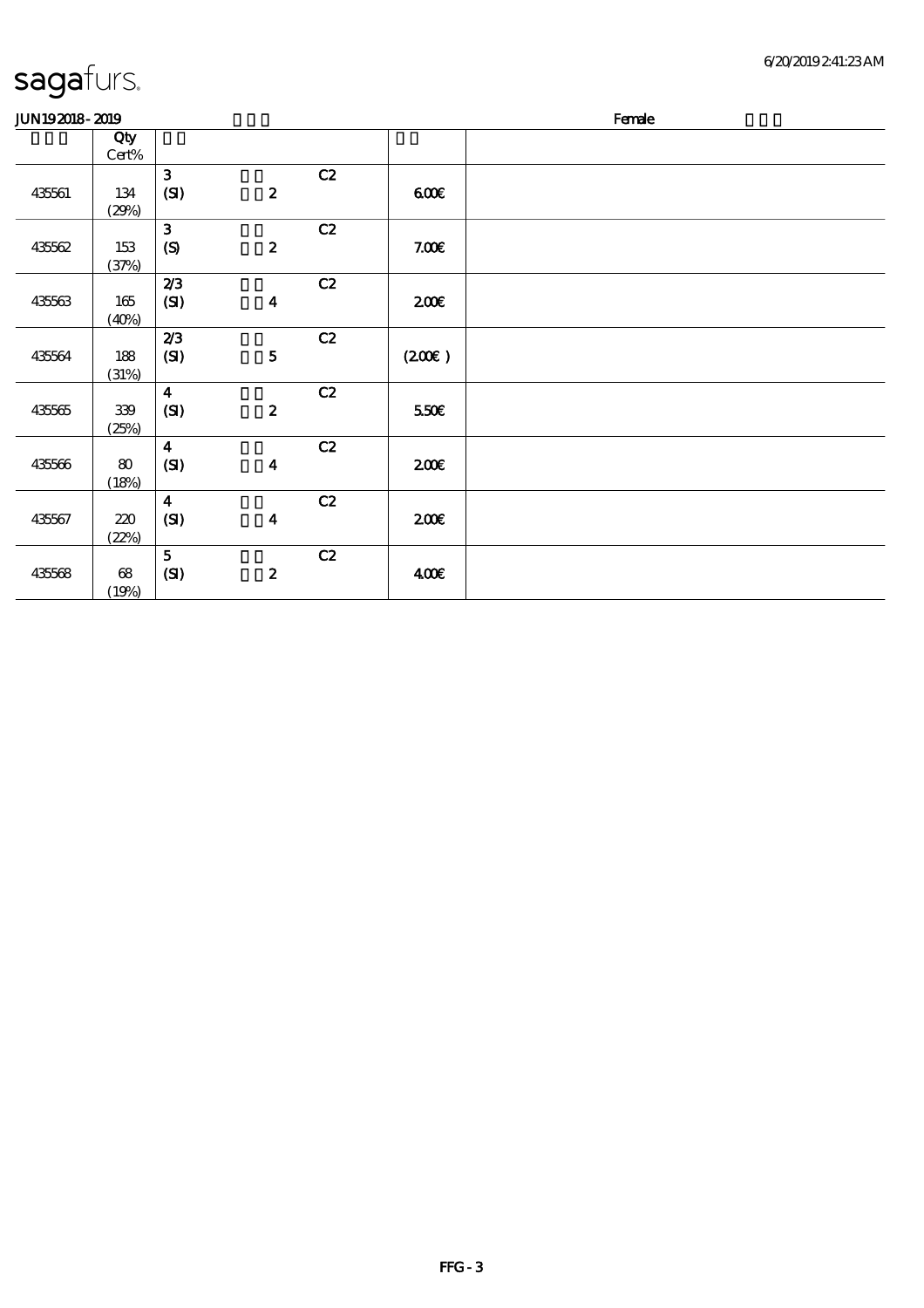sagafurs.

JUN19 2018 - 2019 | Female

| | Qty Cert% | | | | | |
|---|---|---|---|---|---|---|
| 435561 | 134 (29%) | 3 (SI) | 2 | C2 | 6.00€ | |
| 435562 | 153 (37%) | 3 (S) | 2 | C2 | 7.00€ | |
| 435563 | 165 (40%) | 2/3 (SI) | 4 | C2 | 2.00€ | |
| 435564 | 188 (31%) | 2/3 (SI) | 5 | C2 | (2.00€ ) | |
| 435565 | 339 (25%) | 4 (SI) | 2 | C2 | 5.50€ | |
| 435566 | 80 (18%) | 4 (SI) | 4 | C2 | 2.00€ | |
| 435567 | 220 (22%) | 4 (SI) | 4 | C2 | 2.00€ | |
| 435568 | 68 (19%) | 5 (SI) | 2 | C2 | 4.00€ | |

FFG - 3